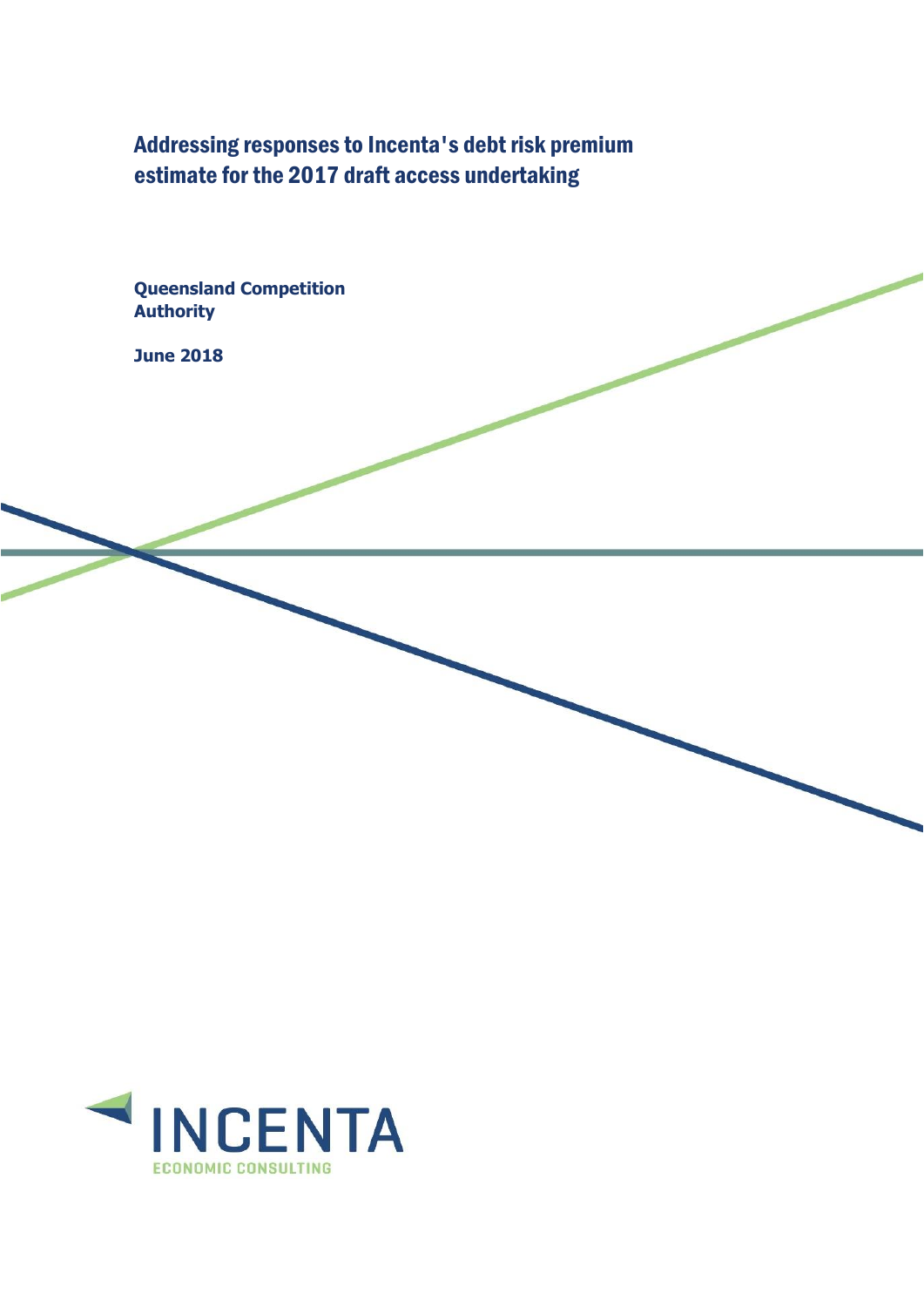# Addressing responses to Incenta's debt risk premium estimate for the 2017 draft access undertaking

**Queensland Competition Authority**

**June 2018**

INCENTA

ECONOMIC CONSULTING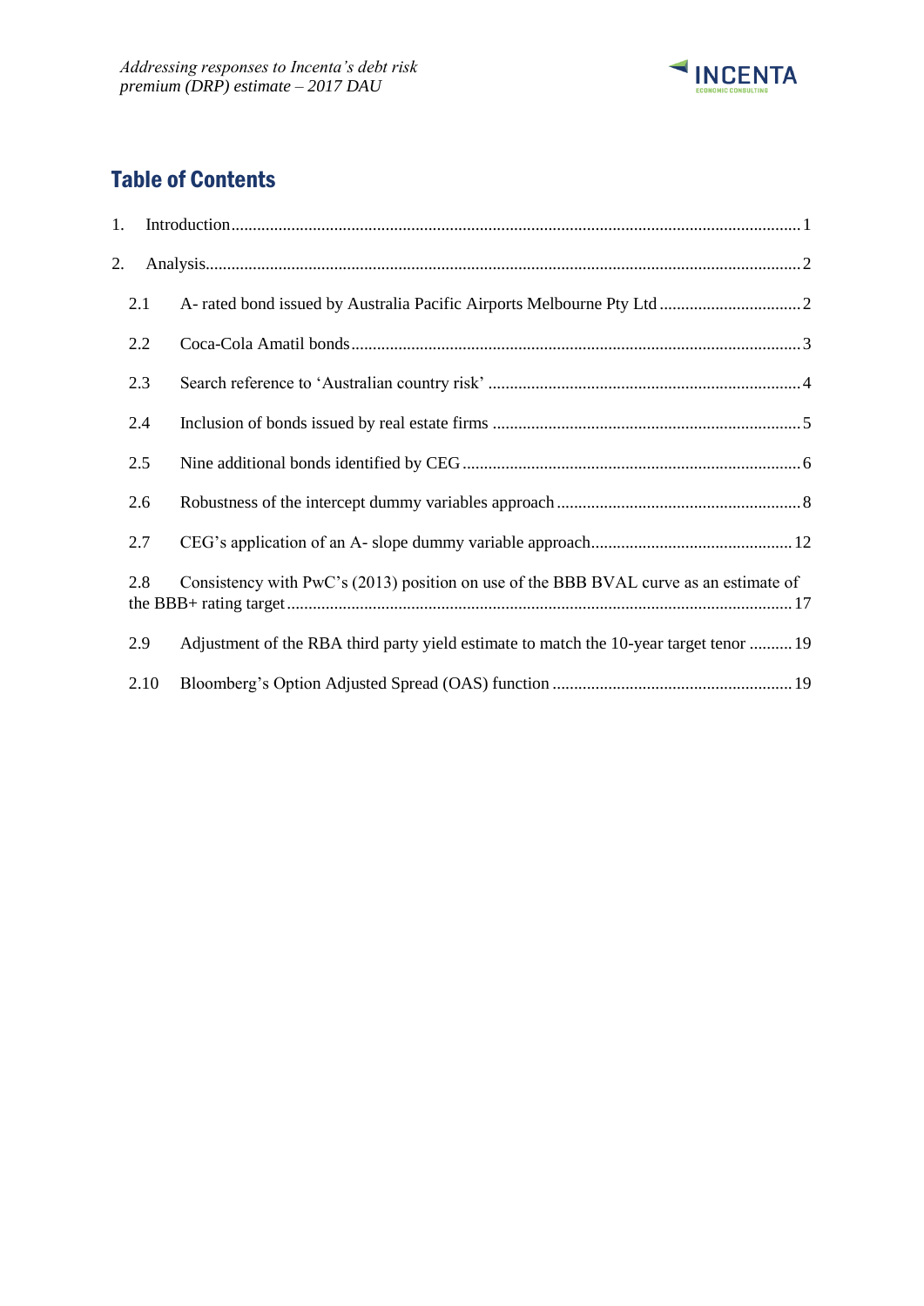# Table of Contents

1. Introduction ... 1
2. Analysis ... 2
   - 2.1 A- rated bond issued by Australia Pacific Airports Melbourne Pty Ltd ... 2
   - 2.2 Coca-Cola Amatil bonds ... 3
   - 2.3 Search reference to 'Australian country risk' ... 4
   - 2.4 Inclusion of bonds issued by real estate firms ... 5
   - 2.5 Nine additional bonds identified by CEG ... 6
   - 2.6 Robustness of the intercept dummy variables approach ... 8
   - 2.7 CEG's application of an A- slope dummy variable approach ... 12
   - 2.8 Consistency with PwC's (2013) position on use of the BBB BVAL curve as an estimate of the BBB+ rating target ... 17
   - 2.9 Adjustment of the RBA third party yield estimate to match the 10-year target tenor ... 19
   - 2.10 Bloomberg's Option Adjusted Spread (OAS) function ... 19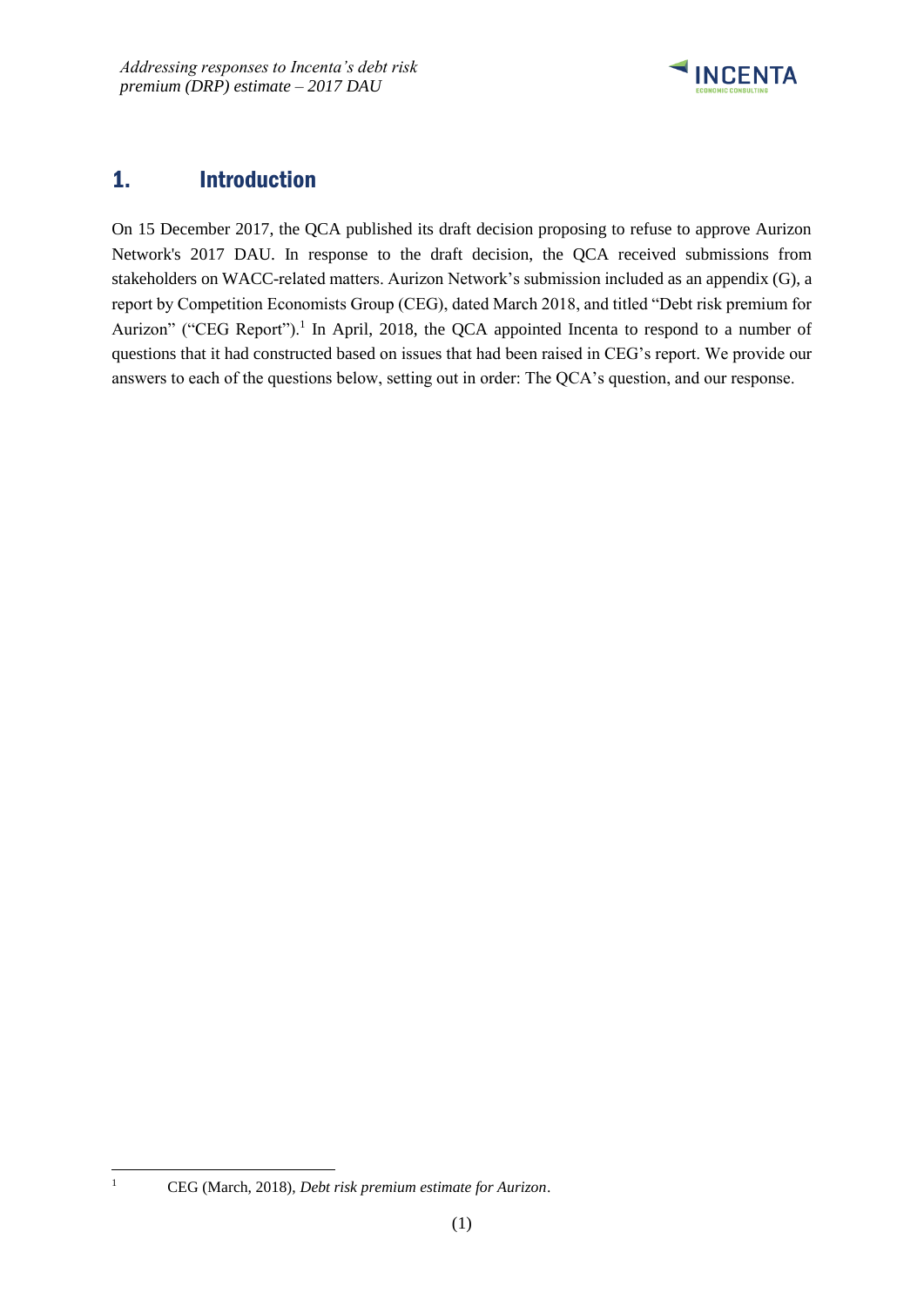# 1. Introduction

On 15 December 2017, the QCA published its draft decision proposing to refuse to approve Aurizon Network's 2017 DAU. In response to the draft decision, the QCA received submissions from stakeholders on WACC-related matters. Aurizon Network's submission included as an appendix (G), a report by Competition Economists Group (CEG), dated March 2018, and titled "Debt risk premium for Aurizon" ("CEG Report").[1] In April, 2018, the QCA appointed Incenta to respond to a number of questions that it had constructed based on issues that had been raised in CEG's report. We provide our answers to each of the questions below, setting out in order: The QCA's question, and our response.

---

[1] CEG (March, 2018), *Debt risk premium estimate for Aurizon*.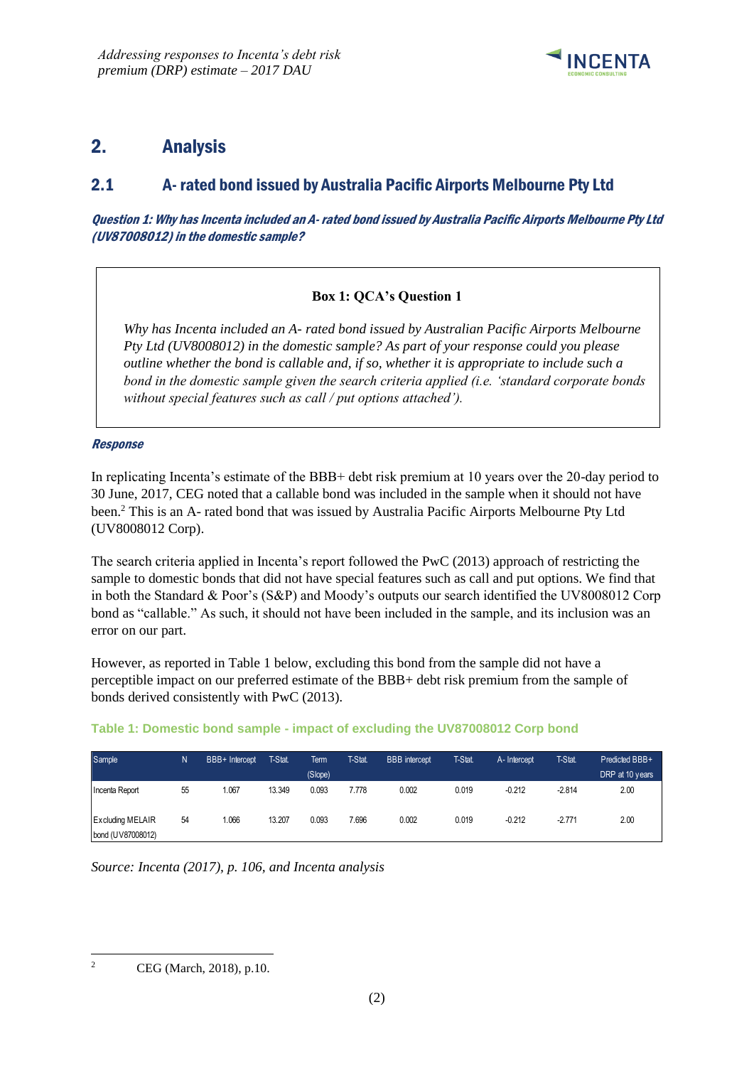## 2. Analysis

### 2.1 A- rated bond issued by Australia Pacific Airports Melbourne Pty Ltd

***Question 1: Why has Incenta included an A- rated bond issued by Australia Pacific Airports Melbourne Pty Ltd (UV87008012) in the domestic sample?***

> **Box 1: QCA's Question 1**
>
> *Why has Incenta included an A- rated bond issued by Australian Pacific Airports Melbourne Pty Ltd (UV8008012) in the domestic sample? As part of your response could you please outline whether the bond is callable and, if so, whether it is appropriate to include such a bond in the domestic sample given the search criteria applied (i.e. 'standard corporate bonds without special features such as call / put options attached').*

***Response***

In replicating Incenta's estimate of the BBB+ debt risk premium at 10 years over the 20-day period to 30 June, 2017, CEG noted that a callable bond was included in the sample when it should not have been.[2] This is an A- rated bond that was issued by Australia Pacific Airports Melbourne Pty Ltd (UV8008012 Corp).

The search criteria applied in Incenta's report followed the PwC (2013) approach of restricting the sample to domestic bonds that did not have special features such as call and put options. We find that in both the Standard & Poor's (S&P) and Moody's outputs our search identified the UV8008012 Corp bond as "callable." As such, it should not have been included in the sample, and its inclusion was an error on our part.

However, as reported in Table 1 below, excluding this bond from the sample did not have a perceptible impact on our preferred estimate of the BBB+ debt risk premium from the sample of bonds derived consistently with PwC (2013).

**Table 1: Domestic bond sample - impact of excluding the UV87008012 Corp bond**

| Sample | N | BBB+ Intercept | T-Stat. | Term (Slope) | T-Stat. | BBB intercept | T-Stat. | A- Intercept | T-Stat. | Predicted BBB+ DRP at 10 years |
|---|---|---|---|---|---|---|---|---|---|---|
| Incenta Report | 55 | 1.067 | 13.349 | 0.093 | 7.778 | 0.002 | 0.019 | -0.212 | -2.814 | 2.00 |
| Excluding MELAIR bond (UV87008012) | 54 | 1.066 | 13.207 | 0.093 | 7.696 | 0.002 | 0.019 | -0.212 | -2.771 | 2.00 |

*Source: Incenta (2017), p. 106, and Incenta analysis*

---

[2] CEG (March, 2018), p.10.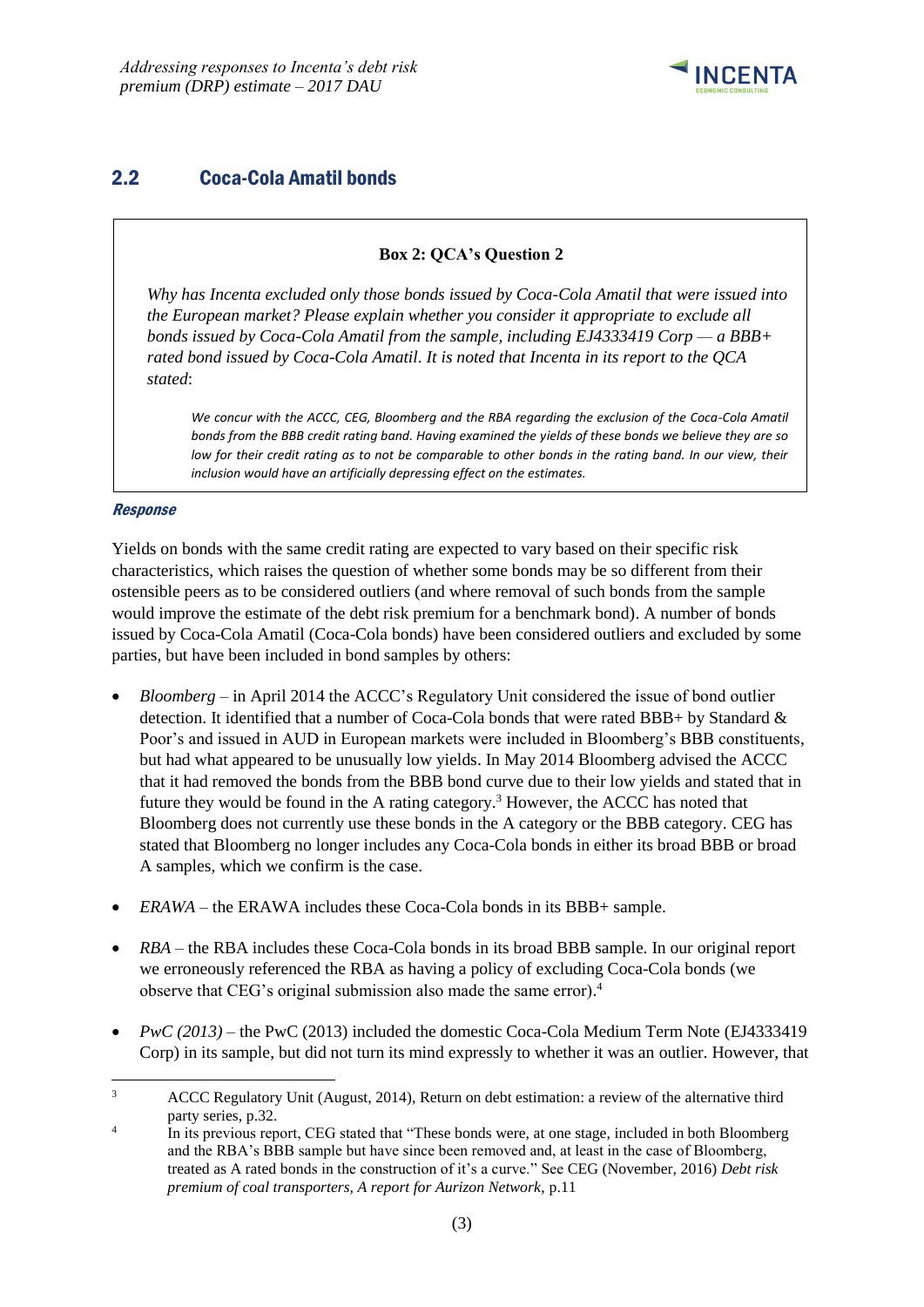## 2.2 Coca-Cola Amatil bonds

> **Box 2: QCA's Question 2**
>
> *Why has Incenta excluded only those bonds issued by Coca-Cola Amatil that were issued into the European market? Please explain whether you consider it appropriate to exclude all bonds issued by Coca-Cola Amatil from the sample, including EJ4333419 Corp — a BBB+ rated bond issued by Coca-Cola Amatil. It is noted that Incenta in its report to the QCA stated*:
>
> > *We concur with the ACCC, CEG, Bloomberg and the RBA regarding the exclusion of the Coca-Cola Amatil bonds from the BBB credit rating band. Having examined the yields of these bonds we believe they are so low for their credit rating as to not be comparable to other bonds in the rating band. In our view, their inclusion would have an artificially depressing effect on the estimates.*

***Response***

Yields on bonds with the same credit rating are expected to vary based on their specific risk characteristics, which raises the question of whether some bonds may be so different from their ostensible peers as to be considered outliers (and where removal of such bonds from the sample would improve the estimate of the debt risk premium for a benchmark bond). A number of bonds issued by Coca-Cola Amatil (Coca-Cola bonds) have been considered outliers and excluded by some parties, but have been included in bond samples by others:

- *Bloomberg* – in April 2014 the ACCC's Regulatory Unit considered the issue of bond outlier detection. It identified that a number of Coca-Cola bonds that were rated BBB+ by Standard & Poor's and issued in AUD in European markets were included in Bloomberg's BBB constituents, but had what appeared to be unusually low yields. In May 2014 Bloomberg advised the ACCC that it had removed the bonds from the BBB bond curve due to their low yields and stated that in future they would be found in the A rating category.[3] However, the ACCC has noted that Bloomberg does not currently use these bonds in the A category or the BBB category. CEG has stated that Bloomberg no longer includes any Coca-Cola bonds in either its broad BBB or broad A samples, which we confirm is the case.

- *ERAWA* – the ERAWA includes these Coca-Cola bonds in its BBB+ sample.

- *RBA* – the RBA includes these Coca-Cola bonds in its broad BBB sample. In our original report we erroneously referenced the RBA as having a policy of excluding Coca-Cola bonds (we observe that CEG's original submission also made the same error).[4]

- *PwC (2013)* – the PwC (2013) included the domestic Coca-Cola Medium Term Note (EJ4333419 Corp) in its sample, but did not turn its mind expressly to whether it was an outlier. However, that

[3] ACCC Regulatory Unit (August, 2014), Return on debt estimation: a review of the alternative third party series, p.32.

[4] In its previous report, CEG stated that "These bonds were, at one stage, included in both Bloomberg and the RBA's BBB sample but have since been removed and, at least in the case of Bloomberg, treated as A rated bonds in the construction of it's a curve." See CEG (November, 2016) *Debt risk premium of coal transporters, A report for Aurizon Network*, p.11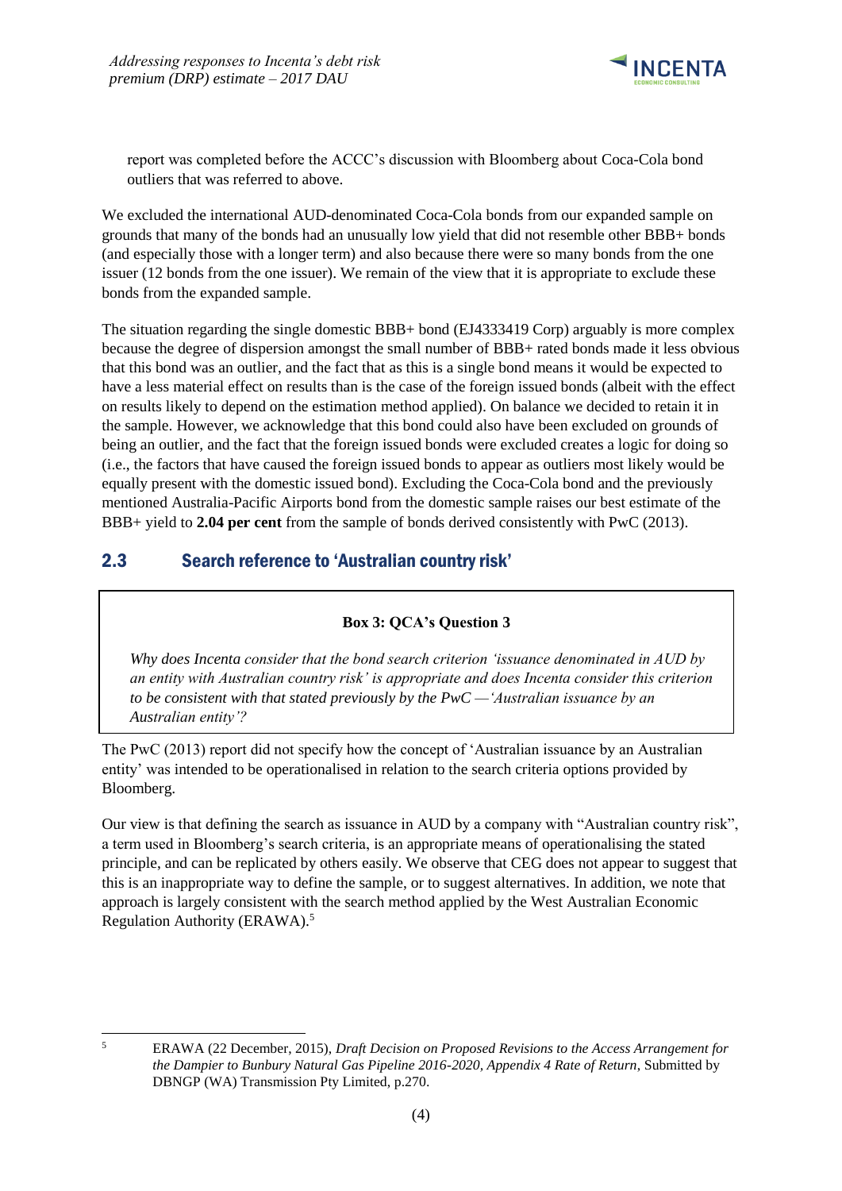report was completed before the ACCC's discussion with Bloomberg about Coca-Cola bond outliers that was referred to above.

We excluded the international AUD-denominated Coca-Cola bonds from our expanded sample on grounds that many of the bonds had an unusually low yield that did not resemble other BBB+ bonds (and especially those with a longer term) and also because there were so many bonds from the one issuer (12 bonds from the one issuer). We remain of the view that it is appropriate to exclude these bonds from the expanded sample.

The situation regarding the single domestic BBB+ bond (EJ4333419 Corp) arguably is more complex because the degree of dispersion amongst the small number of BBB+ rated bonds made it less obvious that this bond was an outlier, and the fact that as this is a single bond means it would be expected to have a less material effect on results than is the case of the foreign issued bonds (albeit with the effect on results likely to depend on the estimation method applied). On balance we decided to retain it in the sample. However, we acknowledge that this bond could also have been excluded on grounds of being an outlier, and the fact that the foreign issued bonds were excluded creates a logic for doing so (i.e., the factors that have caused the foreign issued bonds to appear as outliers most likely would be equally present with the domestic issued bond). Excluding the Coca-Cola bond and the previously mentioned Australia-Pacific Airports bond from the domestic sample raises our best estimate of the BBB+ yield to **2.04 per cent** from the sample of bonds derived consistently with PwC (2013).

## 2.3 Search reference to 'Australian country risk'

> **Box 3: QCA's Question 3**
>
> *Why does Incenta consider that the bond search criterion 'issuance denominated in AUD by an entity with Australian country risk' is appropriate and does Incenta consider this criterion to be consistent with that stated previously by the PwC —'Australian issuance by an Australian entity'?*

The PwC (2013) report did not specify how the concept of 'Australian issuance by an Australian entity' was intended to be operationalised in relation to the search criteria options provided by Bloomberg.

Our view is that defining the search as issuance in AUD by a company with "Australian country risk", a term used in Bloomberg's search criteria, is an appropriate means of operationalising the stated principle, and can be replicated by others easily. We observe that CEG does not appear to suggest that this is an inappropriate way to define the sample, or to suggest alternatives. In addition, we note that approach is largely consistent with the search method applied by the West Australian Economic Regulation Authority (ERAWA).[5]

---

[5] ERAWA (22 December, 2015), *Draft Decision on Proposed Revisions to the Access Arrangement for the Dampier to Bunbury Natural Gas Pipeline 2016-2020, Appendix 4 Rate of Return*, Submitted by DBNGP (WA) Transmission Pty Limited, p.270.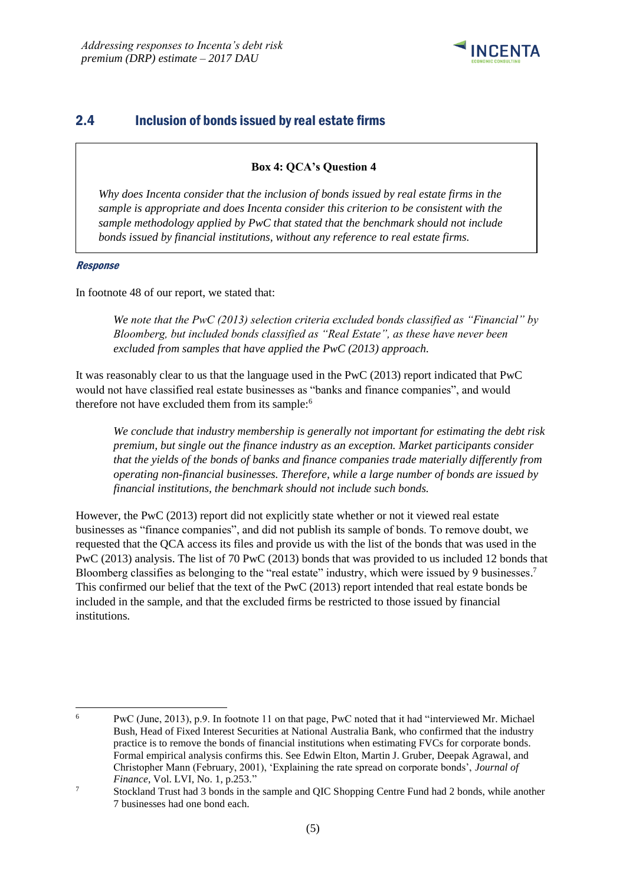## 2.4 Inclusion of bonds issued by real estate firms

> **Box 4: QCA's Question 4**
>
> *Why does Incenta consider that the inclusion of bonds issued by real estate firms in the sample is appropriate and does Incenta consider this criterion to be consistent with the sample methodology applied by PwC that stated that the benchmark should not include bonds issued by financial institutions, without any reference to real estate firms.*

***Response***

In footnote 48 of our report, we stated that:

> *We note that the PwC (2013) selection criteria excluded bonds classified as "Financial" by Bloomberg, but included bonds classified as "Real Estate", as these have never been excluded from samples that have applied the PwC (2013) approach.*

It was reasonably clear to us that the language used in the PwC (2013) report indicated that PwC would not have classified real estate businesses as "banks and finance companies", and would therefore not have excluded them from its sample:[6]

> *We conclude that industry membership is generally not important for estimating the debt risk premium, but single out the finance industry as an exception. Market participants consider that the yields of the bonds of banks and finance companies trade materially differently from operating non-financial businesses. Therefore, while a large number of bonds are issued by financial institutions, the benchmark should not include such bonds.*

However, the PwC (2013) report did not explicitly state whether or not it viewed real estate businesses as "finance companies", and did not publish its sample of bonds. To remove doubt, we requested that the QCA access its files and provide us with the list of the bonds that was used in the PwC (2013) analysis. The list of 70 PwC (2013) bonds that was provided to us included 12 bonds that Bloomberg classifies as belonging to the "real estate" industry, which were issued by 9 businesses.[7] This confirmed our belief that the text of the PwC (2013) report intended that real estate bonds be included in the sample, and that the excluded firms be restricted to those issued by financial institutions.

---

[6] PwC (June, 2013), p.9. In footnote 11 on that page, PwC noted that it had "interviewed Mr. Michael Bush, Head of Fixed Interest Securities at National Australia Bank, who confirmed that the industry practice is to remove the bonds of financial institutions when estimating FVCs for corporate bonds. Formal empirical analysis confirms this. See Edwin Elton, Martin J. Gruber, Deepak Agrawal, and Christopher Mann (February, 2001), 'Explaining the rate spread on corporate bonds', *Journal of Finance*, Vol. LVI, No. 1, p.253."

[7] Stockland Trust had 3 bonds in the sample and QIC Shopping Centre Fund had 2 bonds, while another 7 businesses had one bond each.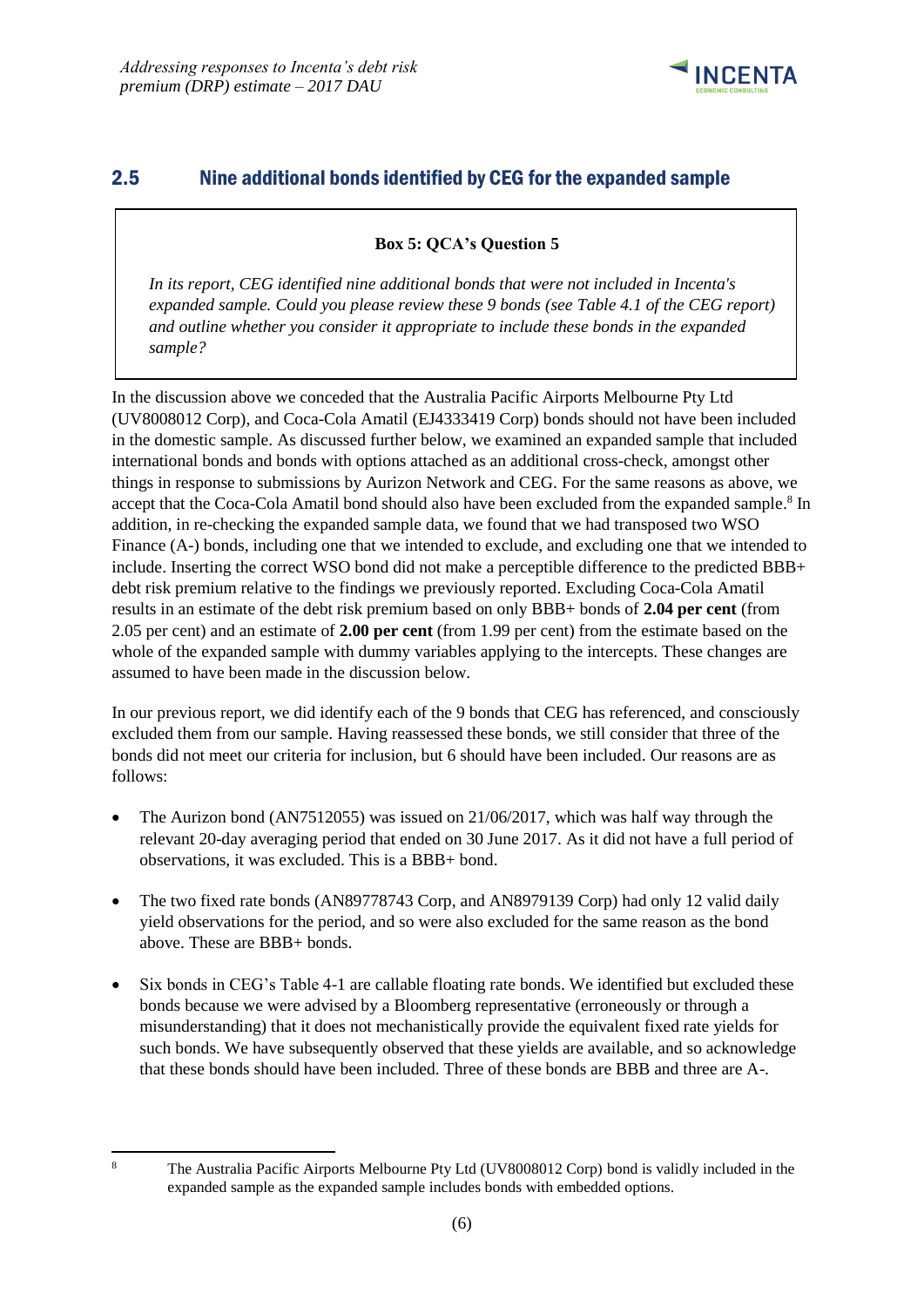## 2.5 Nine additional bonds identified by CEG for the expanded sample

**Box 5: QCA's Question 5**

*In its report, CEG identified nine additional bonds that were not included in Incenta's expanded sample. Could you please review these 9 bonds (see Table 4.1 of the CEG report) and outline whether you consider it appropriate to include these bonds in the expanded sample?*

In the discussion above we conceded that the Australia Pacific Airports Melbourne Pty Ltd (UV8008012 Corp), and Coca-Cola Amatil (EJ4333419 Corp) bonds should not have been included in the domestic sample. As discussed further below, we examined an expanded sample that included international bonds and bonds with options attached as an additional cross-check, amongst other things in response to submissions by Aurizon Network and CEG. For the same reasons as above, we accept that the Coca-Cola Amatil bond should also have been excluded from the expanded sample.[8] In addition, in re-checking the expanded sample data, we found that we had transposed two WSO Finance (A-) bonds, including one that we intended to exclude, and excluding one that we intended to include. Inserting the correct WSO bond did not make a perceptible difference to the predicted BBB+ debt risk premium relative to the findings we previously reported. Excluding Coca-Cola Amatil results in an estimate of the debt risk premium based on only BBB+ bonds of **2.04 per cent** (from 2.05 per cent) and an estimate of **2.00 per cent** (from 1.99 per cent) from the estimate based on the whole of the expanded sample with dummy variables applying to the intercepts. These changes are assumed to have been made in the discussion below.

In our previous report, we did identify each of the 9 bonds that CEG has referenced, and consciously excluded them from our sample. Having reassessed these bonds, we still consider that three of the bonds did not meet our criteria for inclusion, but 6 should have been included. Our reasons are as follows:

- The Aurizon bond (AN7512055) was issued on 21/06/2017, which was half way through the relevant 20-day averaging period that ended on 30 June 2017. As it did not have a full period of observations, it was excluded. This is a BBB+ bond.
- The two fixed rate bonds (AN89778743 Corp, and AN8979139 Corp) had only 12 valid daily yield observations for the period, and so were also excluded for the same reason as the bond above. These are BBB+ bonds.
- Six bonds in CEG's Table 4-1 are callable floating rate bonds. We identified but excluded these bonds because we were advised by a Bloomberg representative (erroneously or through a misunderstanding) that it does not mechanistically provide the equivalent fixed rate yields for such bonds. We have subsequently observed that these yields are available, and so acknowledge that these bonds should have been included. Three of these bonds are BBB and three are A-.

[8] The Australia Pacific Airports Melbourne Pty Ltd (UV8008012 Corp) bond is validly included in the expanded sample as the expanded sample includes bonds with embedded options.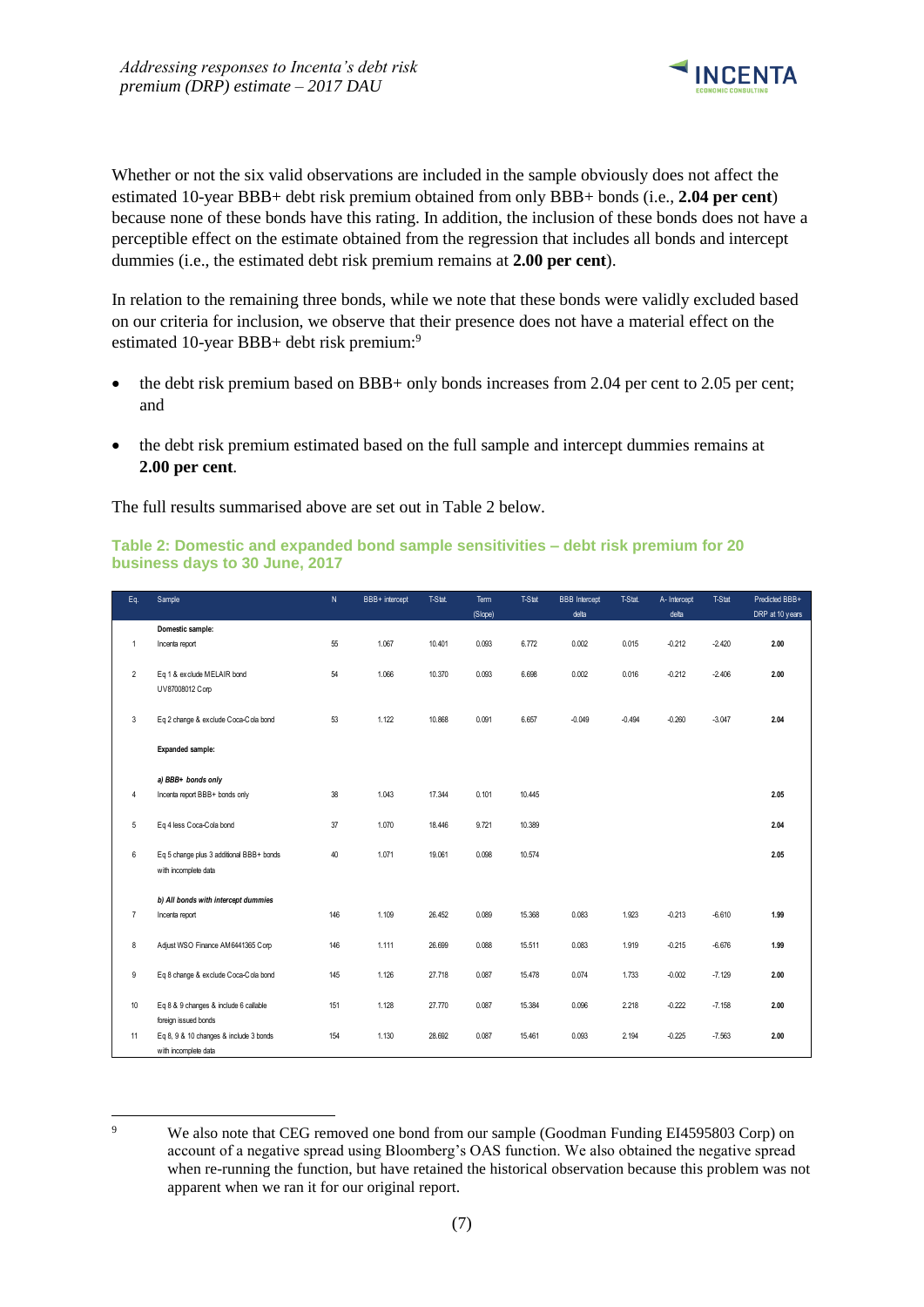Whether or not the six valid observations are included in the sample obviously does not affect the estimated 10-year BBB+ debt risk premium obtained from only BBB+ bonds (i.e., **2.04 per cent**) because none of these bonds have this rating. In addition, the inclusion of these bonds does not have a perceptible effect on the estimate obtained from the regression that includes all bonds and intercept dummies (i.e., the estimated debt risk premium remains at **2.00 per cent**).

In relation to the remaining three bonds, while we note that these bonds were validly excluded based on our criteria for inclusion, we observe that their presence does not have a material effect on the estimated 10-year BBB+ debt risk premium:[9]

- the debt risk premium based on BBB+ only bonds increases from 2.04 per cent to 2.05 per cent; and
- the debt risk premium estimated based on the full sample and intercept dummies remains at **2.00 per cent**.

The full results summarised above are set out in Table 2 below.

**Table 2: Domestic and expanded bond sample sensitivities – debt risk premium for 20 business days to 30 June, 2017**

| Eq. | Sample | N | BBB+ intercept | T-Stat. | Term (Slope) | T-Stat | BBB Intercept delta | T-Stat. | A- Intercept delta | T-Stat | Predicted BBB+ DRP at 10 years |
|---|---|---|---|---|---|---|---|---|---|---|---|
| | **Domestic sample:** | | | | | | | | | | |
| 1 | Incenta report | 55 | 1.067 | 10.401 | 0.093 | 6.772 | 0.002 | 0.015 | -0.212 | -2.420 | **2.00** |
| 2 | Eq 1 & exclude MELAIR bond UV87008012 Corp | 54 | 1.066 | 10.370 | 0.093 | 6.698 | 0.002 | 0.016 | -0.212 | -2.406 | **2.00** |
| 3 | Eq 2 change & exclude Coca-Cola bond | 53 | 1.122 | 10.868 | 0.091 | 6.657 | -0.049 | -0.494 | -0.260 | -3.047 | **2.04** |
| | **Expanded sample:** | | | | | | | | | | |
| | ***a) BBB+ bonds only*** | | | | | | | | | | |
| 4 | Incenta report BBB+ bonds only | 38 | 1.043 | 17.344 | 0.101 | 10.445 | | | | | **2.05** |
| 5 | Eq 4 less Coca-Cola bond | 37 | 1.070 | 18.446 | 9.721 | 10.389 | | | | | **2.04** |
| 6 | Eq 5 change plus 3 additional BBB+ bonds with incomplete data | 40 | 1.071 | 19.061 | 0.098 | 10.574 | | | | | **2.05** |
| | ***b) All bonds with intercept dummies*** | | | | | | | | | | |
| 7 | Incenta report | 146 | 1.109 | 26.452 | 0.089 | 15.368 | 0.083 | 1.923 | -0.213 | -6.610 | **1.99** |
| 8 | Adjust WSO Finance AM6441365 Corp | 146 | 1.111 | 26.699 | 0.088 | 15.511 | 0.083 | 1.919 | -0.215 | -6.676 | **1.99** |
| 9 | Eq 8 change & exclude Coca-Cola bond | 145 | 1.126 | 27.718 | 0.087 | 15.478 | 0.074 | 1.733 | -0.002 | -7.129 | **2.00** |
| 10 | Eq 8 & 9 changes & include 6 callable foreign issued bonds | 151 | 1.128 | 27.770 | 0.087 | 15.384 | 0.096 | 2.218 | -0.222 | -7.158 | **2.00** |
| 11 | Eq 8, 9 & 10 changes & include 3 bonds with incomplete data | 154 | 1.130 | 28.692 | 0.087 | 15.461 | 0.093 | 2.194 | -0.225 | -7.563 | **2.00** |

[9] We also note that CEG removed one bond from our sample (Goodman Funding EI4595803 Corp) on account of a negative spread using Bloomberg's OAS function. We also obtained the negative spread when re-running the function, but have retained the historical observation because this problem was not apparent when we ran it for our original report.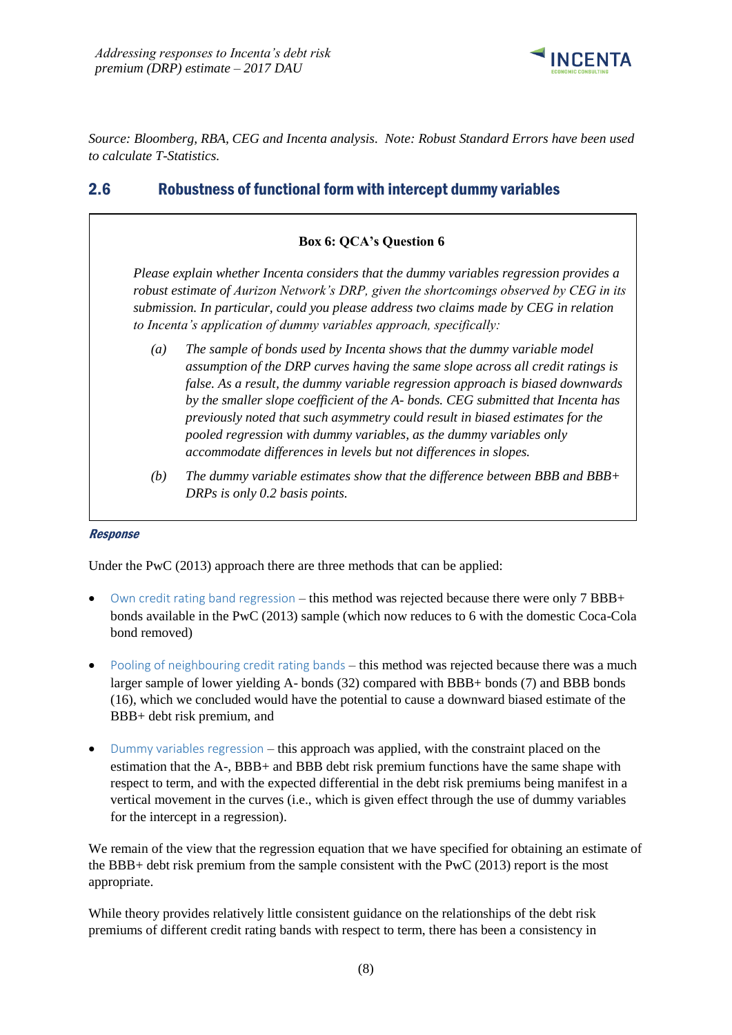*Source: Bloomberg, RBA, CEG and Incenta analysis. Note: Robust Standard Errors have been used to calculate T-Statistics.*

## 2.6 Robustness of functional form with intercept dummy variables

> **Box 6: QCA's Question 6**
>
> *Please explain whether Incenta considers that the dummy variables regression provides a robust estimate of Aurizon Network's DRP, given the shortcomings observed by CEG in its submission. In particular, could you please address two claims made by CEG in relation to Incenta's application of dummy variables approach, specifically:*
>
> *(a) The sample of bonds used by Incenta shows that the dummy variable model assumption of the DRP curves having the same slope across all credit ratings is false. As a result, the dummy variable regression approach is biased downwards by the smaller slope coefficient of the A- bonds. CEG submitted that Incenta has previously noted that such asymmetry could result in biased estimates for the pooled regression with dummy variables, as the dummy variables only accommodate differences in levels but not differences in slopes.*
>
> *(b) The dummy variable estimates show that the difference between BBB and BBB+ DRPs is only 0.2 basis points.*

***Response***

Under the PwC (2013) approach there are three methods that can be applied:

- Own credit rating band regression – this method was rejected because there were only 7 BBB+ bonds available in the PwC (2013) sample (which now reduces to 6 with the domestic Coca-Cola bond removed)
- Pooling of neighbouring credit rating bands – this method was rejected because there was a much larger sample of lower yielding A- bonds (32) compared with BBB+ bonds (7) and BBB bonds (16), which we concluded would have the potential to cause a downward biased estimate of the BBB+ debt risk premium, and
- Dummy variables regression – this approach was applied, with the constraint placed on the estimation that the A-, BBB+ and BBB debt risk premium functions have the same shape with respect to term, and with the expected differential in the debt risk premiums being manifest in a vertical movement in the curves (i.e., which is given effect through the use of dummy variables for the intercept in a regression).

We remain of the view that the regression equation that we have specified for obtaining an estimate of the BBB+ debt risk premium from the sample consistent with the PwC (2013) report is the most appropriate.

While theory provides relatively little consistent guidance on the relationships of the debt risk premiums of different credit rating bands with respect to term, there has been a consistency in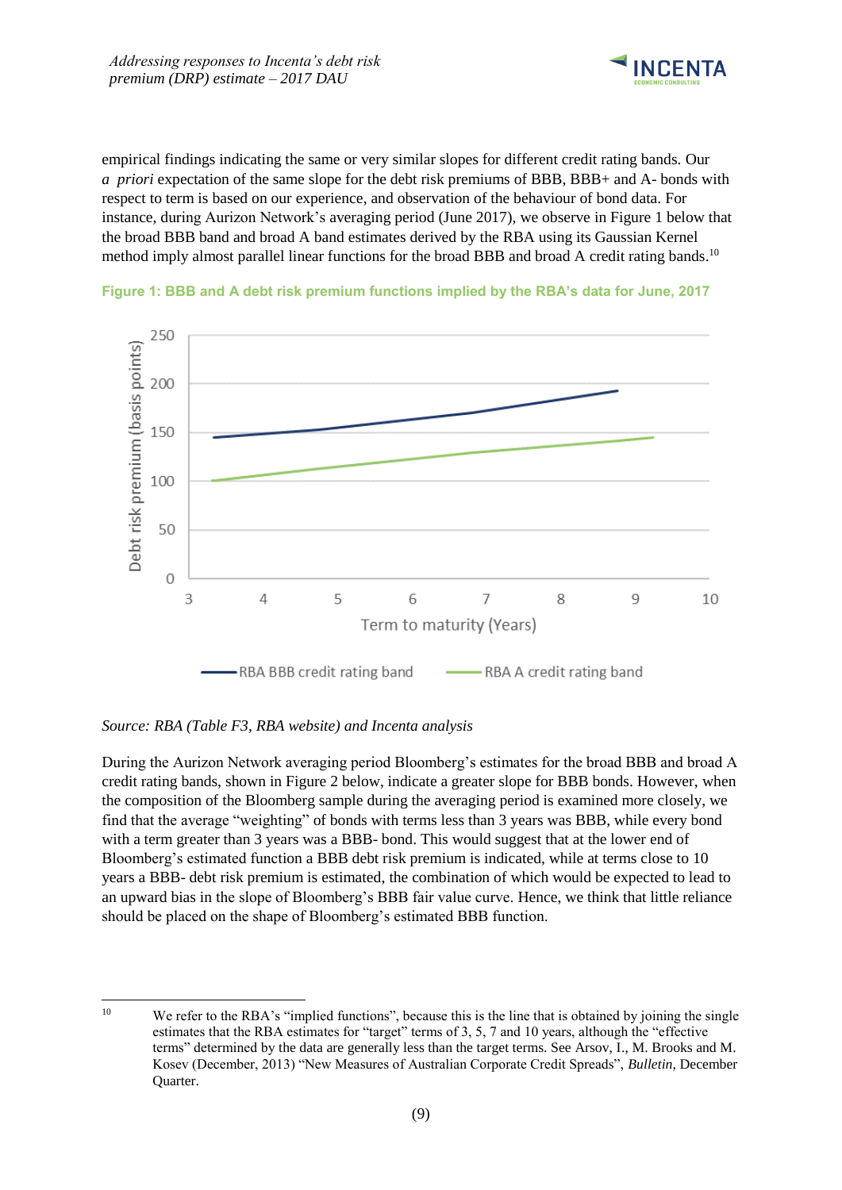empirical findings indicating the same or very similar slopes for different credit rating bands. Our *a priori* expectation of the same slope for the debt risk premiums of BBB, BBB+ and A- bonds with respect to term is based on our experience, and observation of the behaviour of bond data. For instance, during Aurizon Network's averaging period (June 2017), we observe in Figure 1 below that the broad BBB band and broad A band estimates derived by the RBA using its Gaussian Kernel method imply almost parallel linear functions for the broad BBB and broad A credit rating bands.[10]

**Figure 1: BBB and A debt risk premium functions implied by the RBA's data for June, 2017**

*Source: RBA (Table F3, RBA website) and Incenta analysis*

During the Aurizon Network averaging period Bloomberg's estimates for the broad BBB and broad A credit rating bands, shown in Figure 2 below, indicate a greater slope for BBB bonds. However, when the composition of the Bloomberg sample during the averaging period is examined more closely, we find that the average "weighting" of bonds with terms less than 3 years was BBB, while every bond with a term greater than 3 years was a BBB- bond. This would suggest that at the lower end of Bloomberg's estimated function a BBB debt risk premium is indicated, while at terms close to 10 years a BBB- debt risk premium is estimated, the combination of which would be expected to lead to an upward bias in the slope of Bloomberg's BBB fair value curve. Hence, we think that little reliance should be placed on the shape of Bloomberg's estimated BBB function.

---

[10] We refer to the RBA's "implied functions", because this is the line that is obtained by joining the single estimates that the RBA estimates for "target" terms of 3, 5, 7 and 10 years, although the "effective terms" determined by the data are generally less than the target terms. See Arsov, I., M. Brooks and M. Kosev (December, 2013) "New Measures of Australian Corporate Credit Spreads", *Bulletin*, December Quarter.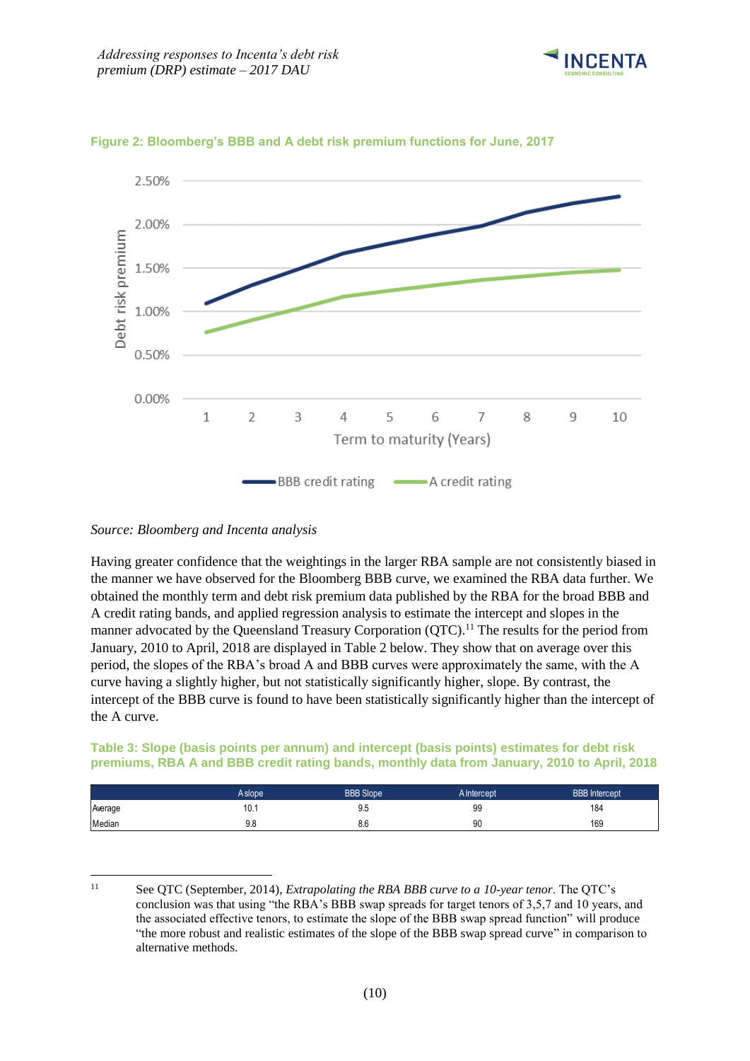**Figure 2: Bloomberg's BBB and A debt risk premium functions for June, 2017**

*Source: Bloomberg and Incenta analysis*

Having greater confidence that the weightings in the larger RBA sample are not consistently biased in the manner we have observed for the Bloomberg BBB curve, we examined the RBA data further. We obtained the monthly term and debt risk premium data published by the RBA for the broad BBB and A credit rating bands, and applied regression analysis to estimate the intercept and slopes in the manner advocated by the Queensland Treasury Corporation (QTC).[11] The results for the period from January, 2010 to April, 2018 are displayed in Table 2 below. They show that on average over this period, the slopes of the RBA's broad A and BBB curves were approximately the same, with the A curve having a slightly higher, but not statistically significantly higher, slope. By contrast, the intercept of the BBB curve is found to have been statistically significantly higher than the intercept of the A curve.

**Table 3: Slope (basis points per annum) and intercept (basis points) estimates for debt risk premiums, RBA A and BBB credit rating bands, monthly data from January, 2010 to April, 2018**

| | A slope | BBB Slope | A Intercept | BBB Intercept |
|---|---|---|---|---|
| Average | 10.1 | 9.5 | 99 | 184 |
| Median | 9.8 | 8.6 | 90 | 169 |

[11] See QTC (September, 2014), *Extrapolating the RBA BBB curve to a 10-year tenor*. The QTC's conclusion was that using "the RBA's BBB swap spreads for target tenors of 3,5,7 and 10 years, and the associated effective tenors, to estimate the slope of the BBB swap spread function" will produce "the more robust and realistic estimates of the slope of the BBB swap spread curve" in comparison to alternative methods.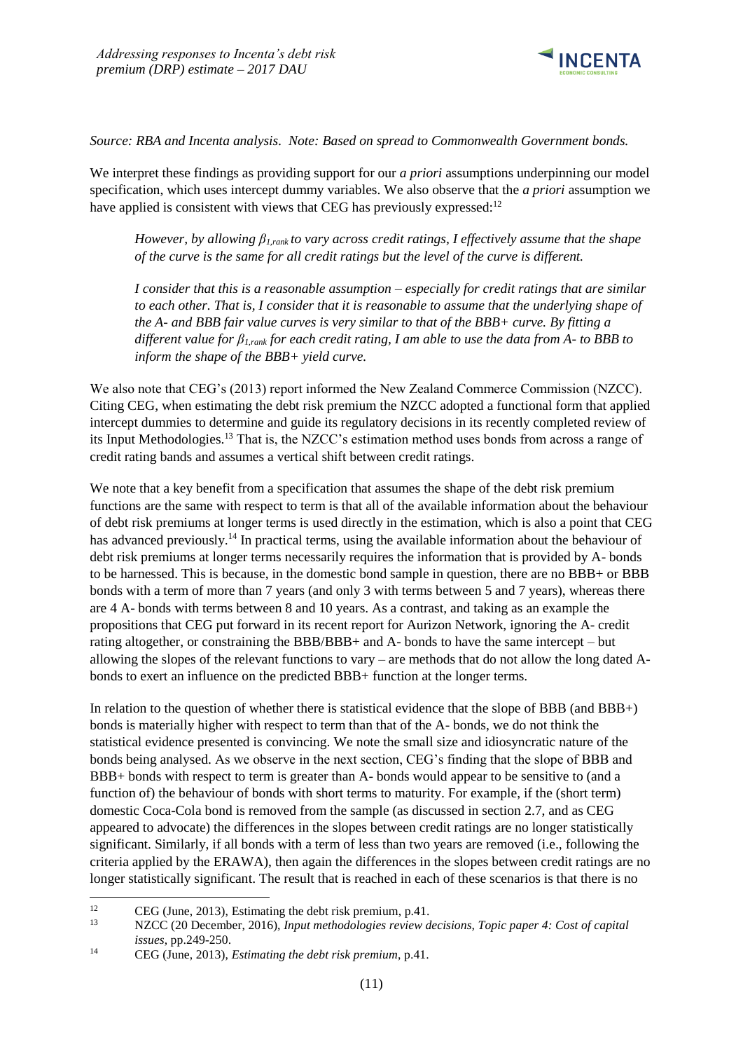*Source: RBA and Incenta analysis. Note: Based on spread to Commonwealth Government bonds.*

We interpret these findings as providing support for our *a priori* assumptions underpinning our model specification, which uses intercept dummy variables. We also observe that the *a priori* assumption we have applied is consistent with views that CEG has previously expressed:[12]

> *However, by allowing $\beta_{1,rank}$ to vary across credit ratings, I effectively assume that the shape of the curve is the same for all credit ratings but the level of the curve is different.*
>
> *I consider that this is a reasonable assumption – especially for credit ratings that are similar to each other. That is, I consider that it is reasonable to assume that the underlying shape of the A- and BBB fair value curves is very similar to that of the BBB+ curve. By fitting a different value for $\beta_{1,rank}$ for each credit rating, I am able to use the data from A- to BBB to inform the shape of the BBB+ yield curve.*

We also note that CEG's (2013) report informed the New Zealand Commerce Commission (NZCC). Citing CEG, when estimating the debt risk premium the NZCC adopted a functional form that applied intercept dummies to determine and guide its regulatory decisions in its recently completed review of its Input Methodologies.[13] That is, the NZCC's estimation method uses bonds from across a range of credit rating bands and assumes a vertical shift between credit ratings.

We note that a key benefit from a specification that assumes the shape of the debt risk premium functions are the same with respect to term is that all of the available information about the behaviour of debt risk premiums at longer terms is used directly in the estimation, which is also a point that CEG has advanced previously.[14] In practical terms, using the available information about the behaviour of debt risk premiums at longer terms necessarily requires the information that is provided by A- bonds to be harnessed. This is because, in the domestic bond sample in question, there are no BBB+ or BBB bonds with a term of more than 7 years (and only 3 with terms between 5 and 7 years), whereas there are 4 A- bonds with terms between 8 and 10 years. As a contrast, and taking as an example the propositions that CEG put forward in its recent report for Aurizon Network, ignoring the A- credit rating altogether, or constraining the BBB/BBB+ and A- bonds to have the same intercept – but allowing the slopes of the relevant functions to vary – are methods that do not allow the long dated A- bonds to exert an influence on the predicted BBB+ function at the longer terms.

In relation to the question of whether there is statistical evidence that the slope of BBB (and BBB+) bonds is materially higher with respect to term than that of the A- bonds, we do not think the statistical evidence presented is convincing. We note the small size and idiosyncratic nature of the bonds being analysed. As we observe in the next section, CEG's finding that the slope of BBB and BBB+ bonds with respect to term is greater than A- bonds would appear to be sensitive to (and a function of) the behaviour of bonds with short terms to maturity. For example, if the (short term) domestic Coca-Cola bond is removed from the sample (as discussed in section 2.7, and as CEG appeared to advocate) the differences in the slopes between credit ratings are no longer statistically significant. Similarly, if all bonds with a term of less than two years are removed (i.e., following the criteria applied by the ERAWA), then again the differences in the slopes between credit ratings are no longer statistically significant. The result that is reached in each of these scenarios is that there is no

---

[12] CEG (June, 2013), Estimating the debt risk premium, p.41.

[13] NZCC (20 December, 2016), *Input methodologies review decisions, Topic paper 4: Cost of capital issues*, pp.249-250.

[14] CEG (June, 2013), *Estimating the debt risk premium*, p.41.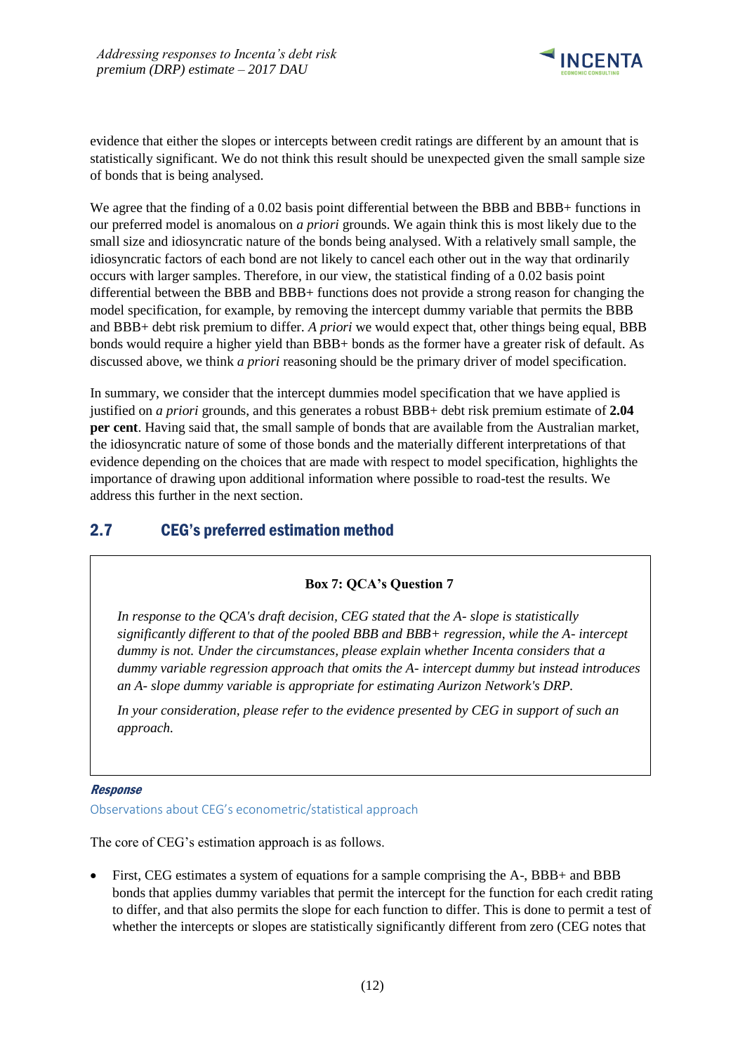evidence that either the slopes or intercepts between credit ratings are different by an amount that is statistically significant. We do not think this result should be unexpected given the small sample size of bonds that is being analysed.

We agree that the finding of a 0.02 basis point differential between the BBB and BBB+ functions in our preferred model is anomalous on *a priori* grounds. We again think this is most likely due to the small size and idiosyncratic nature of the bonds being analysed. With a relatively small sample, the idiosyncratic factors of each bond are not likely to cancel each other out in the way that ordinarily occurs with larger samples. Therefore, in our view, the statistical finding of a 0.02 basis point differential between the BBB and BBB+ functions does not provide a strong reason for changing the model specification, for example, by removing the intercept dummy variable that permits the BBB and BBB+ debt risk premium to differ. *A priori* we would expect that, other things being equal, BBB bonds would require a higher yield than BBB+ bonds as the former have a greater risk of default. As discussed above, we think *a priori* reasoning should be the primary driver of model specification.

In summary, we consider that the intercept dummies model specification that we have applied is justified on *a priori* grounds, and this generates a robust BBB+ debt risk premium estimate of **2.04 per cent**. Having said that, the small sample of bonds that are available from the Australian market, the idiosyncratic nature of some of those bonds and the materially different interpretations of that evidence depending on the choices that are made with respect to model specification, highlights the importance of drawing upon additional information where possible to road-test the results. We address this further in the next section.

## 2.7 CEG's preferred estimation method

> **Box 7: QCA's Question 7**
>
> *In response to the QCA's draft decision, CEG stated that the A- slope is statistically significantly different to that of the pooled BBB and BBB+ regression, while the A- intercept dummy is not. Under the circumstances, please explain whether Incenta considers that a dummy variable regression approach that omits the A- intercept dummy but instead introduces an A- slope dummy variable is appropriate for estimating Aurizon Network's DRP.*
>
> *In your consideration, please refer to the evidence presented by CEG in support of such an approach.*

***Response***

#### Observations about CEG's econometric/statistical approach

The core of CEG's estimation approach is as follows.

- First, CEG estimates a system of equations for a sample comprising the A-, BBB+ and BBB bonds that applies dummy variables that permit the intercept for the function for each credit rating to differ, and that also permits the slope for each function to differ. This is done to permit a test of whether the intercepts or slopes are statistically significantly different from zero (CEG notes that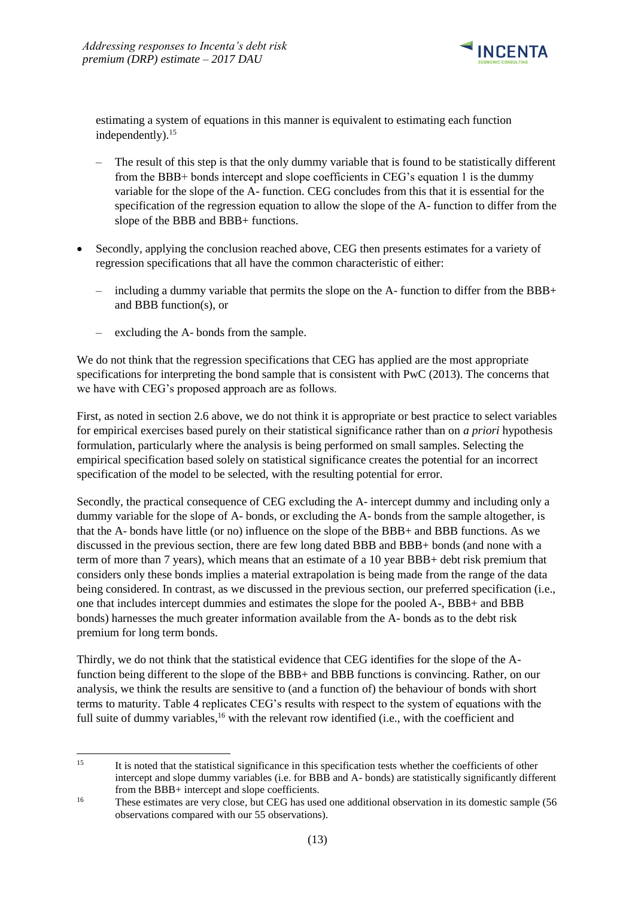estimating a system of equations in this manner is equivalent to estimating each function independently).[15]

- The result of this step is that the only dummy variable that is found to be statistically different from the BBB+ bonds intercept and slope coefficients in CEG's equation 1 is the dummy variable for the slope of the A- function. CEG concludes from this that it is essential for the specification of the regression equation to allow the slope of the A- function to differ from the slope of the BBB and BBB+ functions.

- Secondly, applying the conclusion reached above, CEG then presents estimates for a variety of regression specifications that all have the common characteristic of either:
  - including a dummy variable that permits the slope on the A- function to differ from the BBB+ and BBB function(s), or
  - excluding the A- bonds from the sample.

We do not think that the regression specifications that CEG has applied are the most appropriate specifications for interpreting the bond sample that is consistent with PwC (2013). The concerns that we have with CEG's proposed approach are as follows.

First, as noted in section 2.6 above, we do not think it is appropriate or best practice to select variables for empirical exercises based purely on their statistical significance rather than on *a priori* hypothesis formulation, particularly where the analysis is being performed on small samples. Selecting the empirical specification based solely on statistical significance creates the potential for an incorrect specification of the model to be selected, with the resulting potential for error.

Secondly, the practical consequence of CEG excluding the A- intercept dummy and including only a dummy variable for the slope of A- bonds, or excluding the A- bonds from the sample altogether, is that the A- bonds have little (or no) influence on the slope of the BBB+ and BBB functions. As we discussed in the previous section, there are few long dated BBB and BBB+ bonds (and none with a term of more than 7 years), which means that an estimate of a 10 year BBB+ debt risk premium that considers only these bonds implies a material extrapolation is being made from the range of the data being considered. In contrast, as we discussed in the previous section, our preferred specification (i.e., one that includes intercept dummies and estimates the slope for the pooled A-, BBB+ and BBB bonds) harnesses the much greater information available from the A- bonds as to the debt risk premium for long term bonds.

Thirdly, we do not think that the statistical evidence that CEG identifies for the slope of the A- function being different to the slope of the BBB+ and BBB functions is convincing. Rather, on our analysis, we think the results are sensitive to (and a function of) the behaviour of bonds with short terms to maturity. Table 4 replicates CEG's results with respect to the system of equations with the full suite of dummy variables,[16] with the relevant row identified (i.e., with the coefficient and

---

[15] It is noted that the statistical significance in this specification tests whether the coefficients of other intercept and slope dummy variables (i.e. for BBB and A- bonds) are statistically significantly different from the BBB+ intercept and slope coefficients.

[16] These estimates are very close, but CEG has used one additional observation in its domestic sample (56 observations compared with our 55 observations).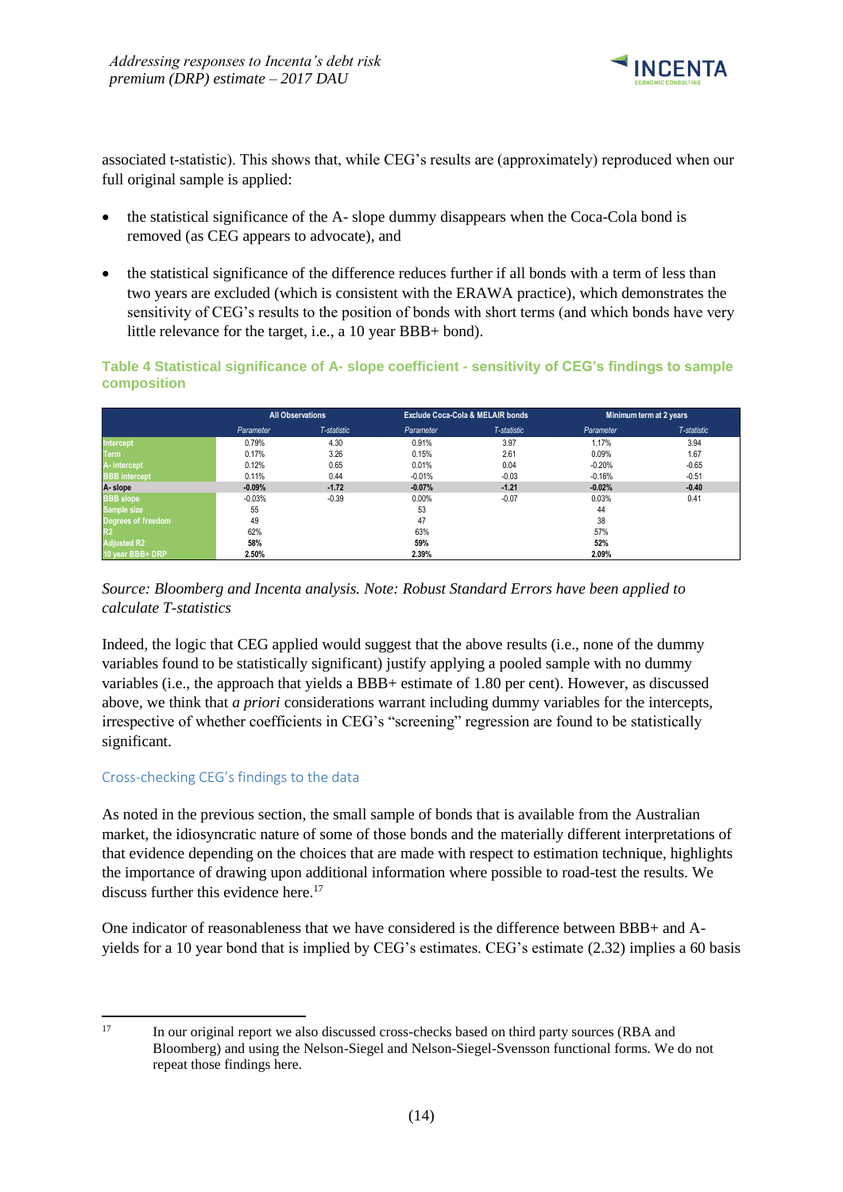associated t-statistic). This shows that, while CEG's results are (approximately) reproduced when our full original sample is applied:

- the statistical significance of the A- slope dummy disappears when the Coca-Cola bond is removed (as CEG appears to advocate), and
- the statistical significance of the difference reduces further if all bonds with a term of less than two years are excluded (which is consistent with the ERAWA practice), which demonstrates the sensitivity of CEG's results to the position of bonds with short terms (and which bonds have very little relevance for the target, i.e., a 10 year BBB+ bond).

**Table 4 Statistical significance of A- slope coefficient - sensitivity of CEG's findings to sample composition**

| | All Observations | | Exclude Coca-Cola & MELAIR bonds | | Minimum term at 2 years | |
|---|---|---|---|---|---|---|
| | *Parameter* | *T-statistic* | *Parameter* | *T-statistic* | *Parameter* | *T-statistic* |
| Intercept | 0.79% | 4.30 | 0.91% | 3.97 | 1.17% | 3.94 |
| Term | 0.17% | 3.26 | 0.15% | 2.61 | 0.09% | 1.67 |
| A- intercept | 0.12% | 0.65 | 0.01% | 0.04 | -0.20% | -0.65 |
| BBB intercept | 0.11% | 0.44 | -0.01% | -0.03 | -0.16% | -0.51 |
| **A- slope** | **-0.09%** | **-1.72** | **-0.07%** | **-1.21** | **-0.02%** | **-0.40** |
| BBB slope | -0.03% | -0.39 | 0.00% | -0.07 | 0.03% | 0.41 |
| Sample size | 55 | | 53 | | 44 | |
| Degrees of freedom | 49 | | 47 | | 38 | |
| R2 | 62% | | 63% | | 57% | |
| Adjusted R2 | **58%** | | **59%** | | **52%** | |
| 10 year BBB+ DRP | **2.50%** | | **2.39%** | | **2.09%** | |

*Source: Bloomberg and Incenta analysis. Note: Robust Standard Errors have been applied to calculate T-statistics*

Indeed, the logic that CEG applied would suggest that the above results (i.e., none of the dummy variables found to be statistically significant) justify applying a pooled sample with no dummy variables (i.e., the approach that yields a BBB+ estimate of 1.80 per cent). However, as discussed above, we think that *a priori* considerations warrant including dummy variables for the intercepts, irrespective of whether coefficients in CEG's "screening" regression are found to be statistically significant.

### Cross-checking CEG's findings to the data

As noted in the previous section, the small sample of bonds that is available from the Australian market, the idiosyncratic nature of some of those bonds and the materially different interpretations of that evidence depending on the choices that are made with respect to estimation technique, highlights the importance of drawing upon additional information where possible to road-test the results. We discuss further this evidence here.[17]

One indicator of reasonableness that we have considered is the difference between BBB+ and A- yields for a 10 year bond that is implied by CEG's estimates. CEG's estimate (2.32) implies a 60 basis

[17] In our original report we also discussed cross-checks based on third party sources (RBA and Bloomberg) and using the Nelson-Siegel and Nelson-Siegel-Svensson functional forms. We do not repeat those findings here.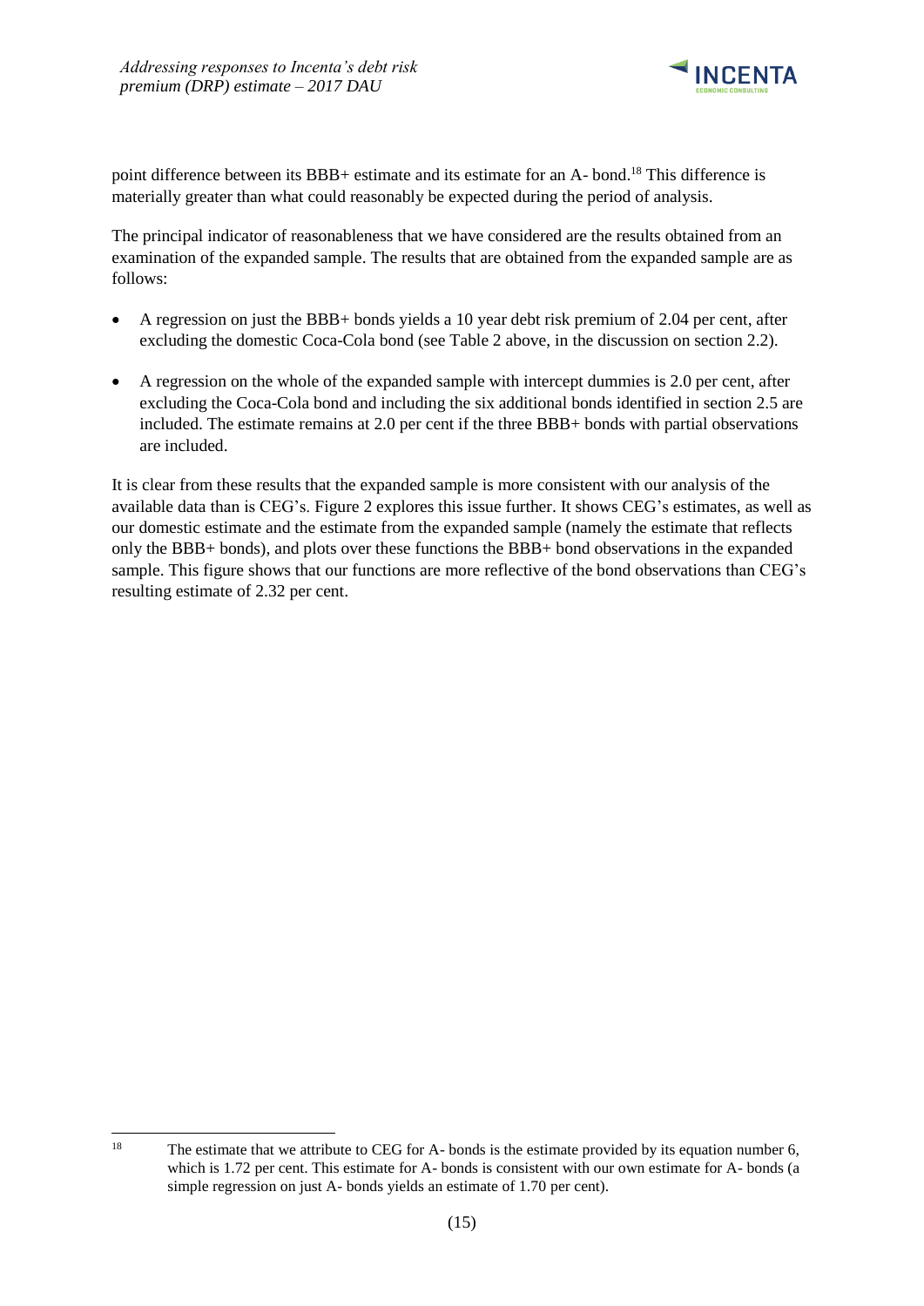point difference between its BBB+ estimate and its estimate for an A- bond.[18] This difference is materially greater than what could reasonably be expected during the period of analysis.

The principal indicator of reasonableness that we have considered are the results obtained from an examination of the expanded sample. The results that are obtained from the expanded sample are as follows:

- A regression on just the BBB+ bonds yields a 10 year debt risk premium of 2.04 per cent, after excluding the domestic Coca-Cola bond (see Table 2 above, in the discussion on section 2.2).
- A regression on the whole of the expanded sample with intercept dummies is 2.0 per cent, after excluding the Coca-Cola bond and including the six additional bonds identified in section 2.5 are included. The estimate remains at 2.0 per cent if the three BBB+ bonds with partial observations are included.

It is clear from these results that the expanded sample is more consistent with our analysis of the available data than is CEG's. Figure 2 explores this issue further. It shows CEG's estimates, as well as our domestic estimate and the estimate from the expanded sample (namely the estimate that reflects only the BBB+ bonds), and plots over these functions the BBB+ bond observations in the expanded sample. This figure shows that our functions are more reflective of the bond observations than CEG's resulting estimate of 2.32 per cent.

---

[18] The estimate that we attribute to CEG for A- bonds is the estimate provided by its equation number 6, which is 1.72 per cent. This estimate for A- bonds is consistent with our own estimate for A- bonds (a simple regression on just A- bonds yields an estimate of 1.70 per cent).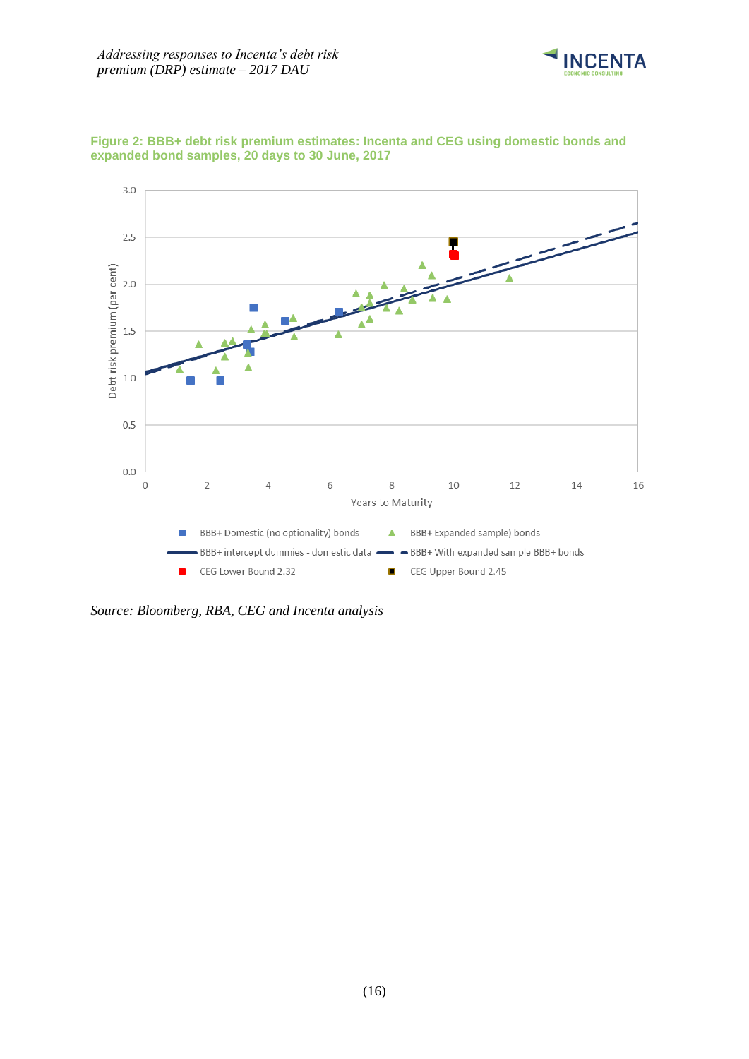**Figure 2: BBB+ debt risk premium estimates: Incenta and CEG using domestic bonds and expanded bond samples, 20 days to 30 June, 2017**

*Source: Bloomberg, RBA, CEG and Incenta analysis*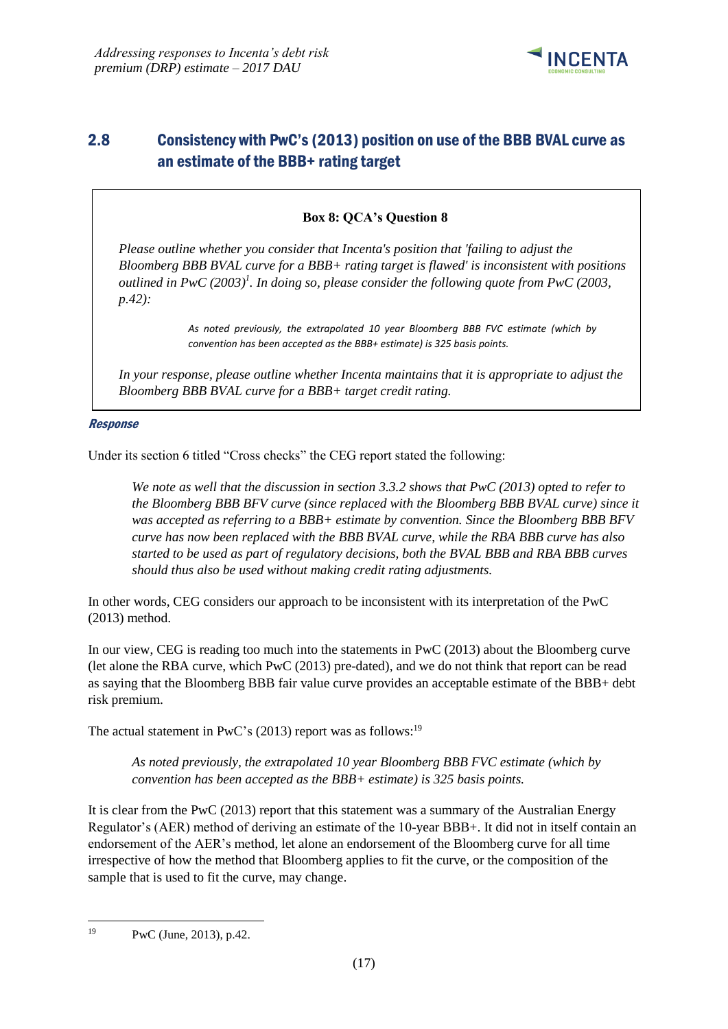## 2.8 Consistency with PwC's (2013) position on use of the BBB BVAL curve as an estimate of the BBB+ rating target

> **Box 8: QCA's Question 8**
>
> *Please outline whether you consider that Incenta's position that 'failing to adjust the Bloomberg BBB BVAL curve for a BBB+ rating target is flawed' is inconsistent with positions outlined in PwC (2003)[1]. In doing so, please consider the following quote from PwC (2003, p.42):*
>
> > *As noted previously, the extrapolated 10 year Bloomberg BBB FVC estimate (which by convention has been accepted as the BBB+ estimate) is 325 basis points.*
>
> *In your response, please outline whether Incenta maintains that it is appropriate to adjust the Bloomberg BBB BVAL curve for a BBB+ target credit rating.*

***Response***

Under its section 6 titled "Cross checks" the CEG report stated the following:

> *We note as well that the discussion in section 3.3.2 shows that PwC (2013) opted to refer to the Bloomberg BBB BFV curve (since replaced with the Bloomberg BBB BVAL curve) since it was accepted as referring to a BBB+ estimate by convention. Since the Bloomberg BBB BFV curve has now been replaced with the BBB BVAL curve, while the RBA BBB curve has also started to be used as part of regulatory decisions, both the BVAL BBB and RBA BBB curves should thus also be used without making credit rating adjustments.*

In other words, CEG considers our approach to be inconsistent with its interpretation of the PwC (2013) method.

In our view, CEG is reading too much into the statements in PwC (2013) about the Bloomberg curve (let alone the RBA curve, which PwC (2013) pre-dated), and we do not think that report can be read as saying that the Bloomberg BBB fair value curve provides an acceptable estimate of the BBB+ debt risk premium.

The actual statement in PwC's (2013) report was as follows:[19]

> *As noted previously, the extrapolated 10 year Bloomberg BBB FVC estimate (which by convention has been accepted as the BBB+ estimate) is 325 basis points.*

It is clear from the PwC (2013) report that this statement was a summary of the Australian Energy Regulator's (AER) method of deriving an estimate of the 10-year BBB+. It did not in itself contain an endorsement of the AER's method, let alone an endorsement of the Bloomberg curve for all time irrespective of how the method that Bloomberg applies to fit the curve, or the composition of the sample that is used to fit the curve, may change.

---

[19] PwC (June, 2013), p.42.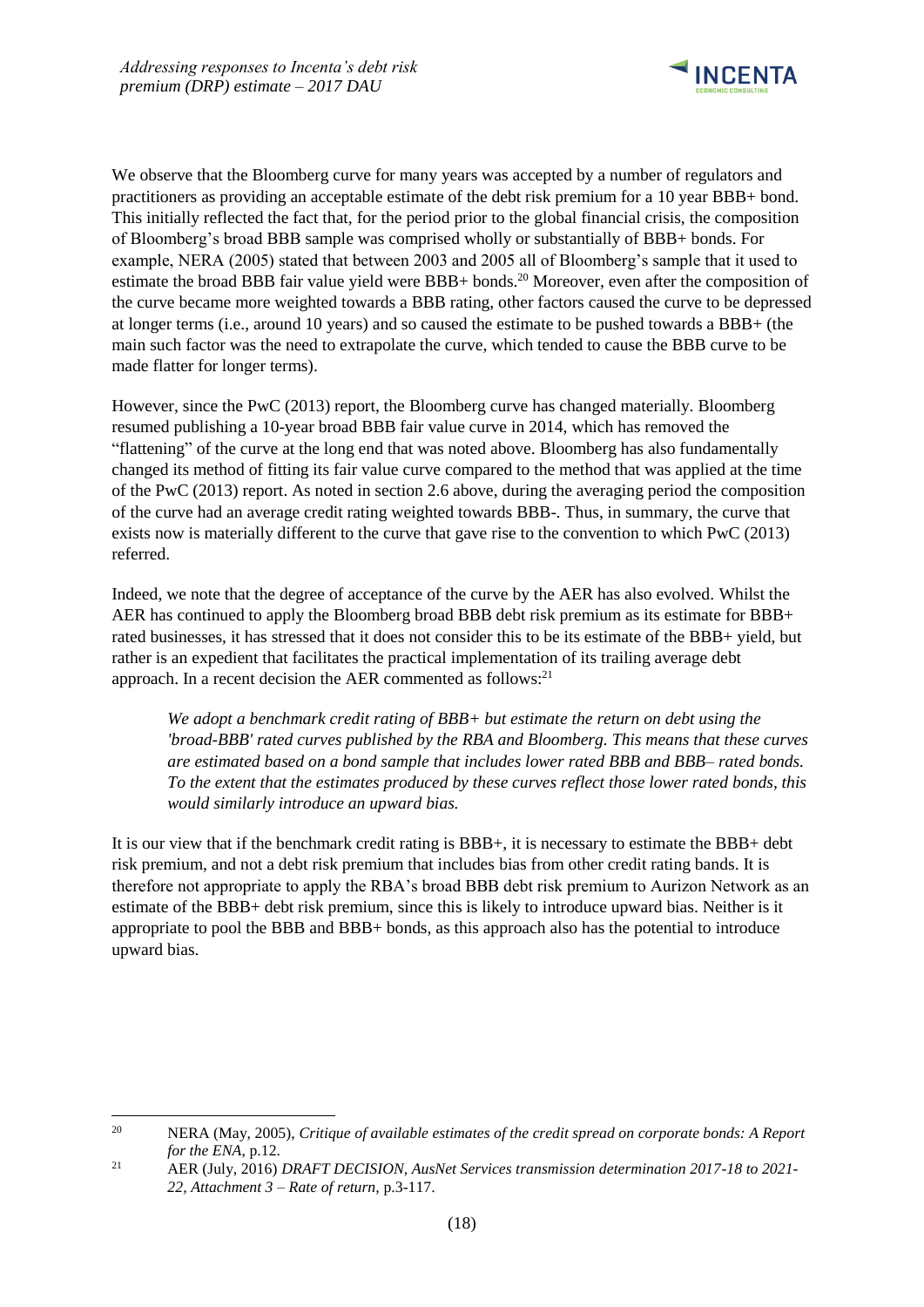We observe that the Bloomberg curve for many years was accepted by a number of regulators and practitioners as providing an acceptable estimate of the debt risk premium for a 10 year BBB+ bond. This initially reflected the fact that, for the period prior to the global financial crisis, the composition of Bloomberg's broad BBB sample was comprised wholly or substantially of BBB+ bonds. For example, NERA (2005) stated that between 2003 and 2005 all of Bloomberg's sample that it used to estimate the broad BBB fair value yield were BBB+ bonds.[20] Moreover, even after the composition of the curve became more weighted towards a BBB rating, other factors caused the curve to be depressed at longer terms (i.e., around 10 years) and so caused the estimate to be pushed towards a BBB+ (the main such factor was the need to extrapolate the curve, which tended to cause the BBB curve to be made flatter for longer terms).

However, since the PwC (2013) report, the Bloomberg curve has changed materially. Bloomberg resumed publishing a 10-year broad BBB fair value curve in 2014, which has removed the "flattening" of the curve at the long end that was noted above. Bloomberg has also fundamentally changed its method of fitting its fair value curve compared to the method that was applied at the time of the PwC (2013) report. As noted in section 2.6 above, during the averaging period the composition of the curve had an average credit rating weighted towards BBB-. Thus, in summary, the curve that exists now is materially different to the curve that gave rise to the convention to which PwC (2013) referred.

Indeed, we note that the degree of acceptance of the curve by the AER has also evolved. Whilst the AER has continued to apply the Bloomberg broad BBB debt risk premium as its estimate for BBB+ rated businesses, it has stressed that it does not consider this to be its estimate of the BBB+ yield, but rather is an expedient that facilitates the practical implementation of its trailing average debt approach. In a recent decision the AER commented as follows:[21]

> *We adopt a benchmark credit rating of BBB+ but estimate the return on debt using the 'broad-BBB' rated curves published by the RBA and Bloomberg. This means that these curves are estimated based on a bond sample that includes lower rated BBB and BBB– rated bonds. To the extent that the estimates produced by these curves reflect those lower rated bonds, this would similarly introduce an upward bias.*

It is our view that if the benchmark credit rating is BBB+, it is necessary to estimate the BBB+ debt risk premium, and not a debt risk premium that includes bias from other credit rating bands. It is therefore not appropriate to apply the RBA's broad BBB debt risk premium to Aurizon Network as an estimate of the BBB+ debt risk premium, since this is likely to introduce upward bias. Neither is it appropriate to pool the BBB and BBB+ bonds, as this approach also has the potential to introduce upward bias.

---

[20] NERA (May, 2005), *Critique of available estimates of the credit spread on corporate bonds: A Report for the ENA*, p.12.

[21] AER (July, 2016) *DRAFT DECISION, AusNet Services transmission determination 2017-18 to 2021-22, Attachment 3 – Rate of return*, p.3-117.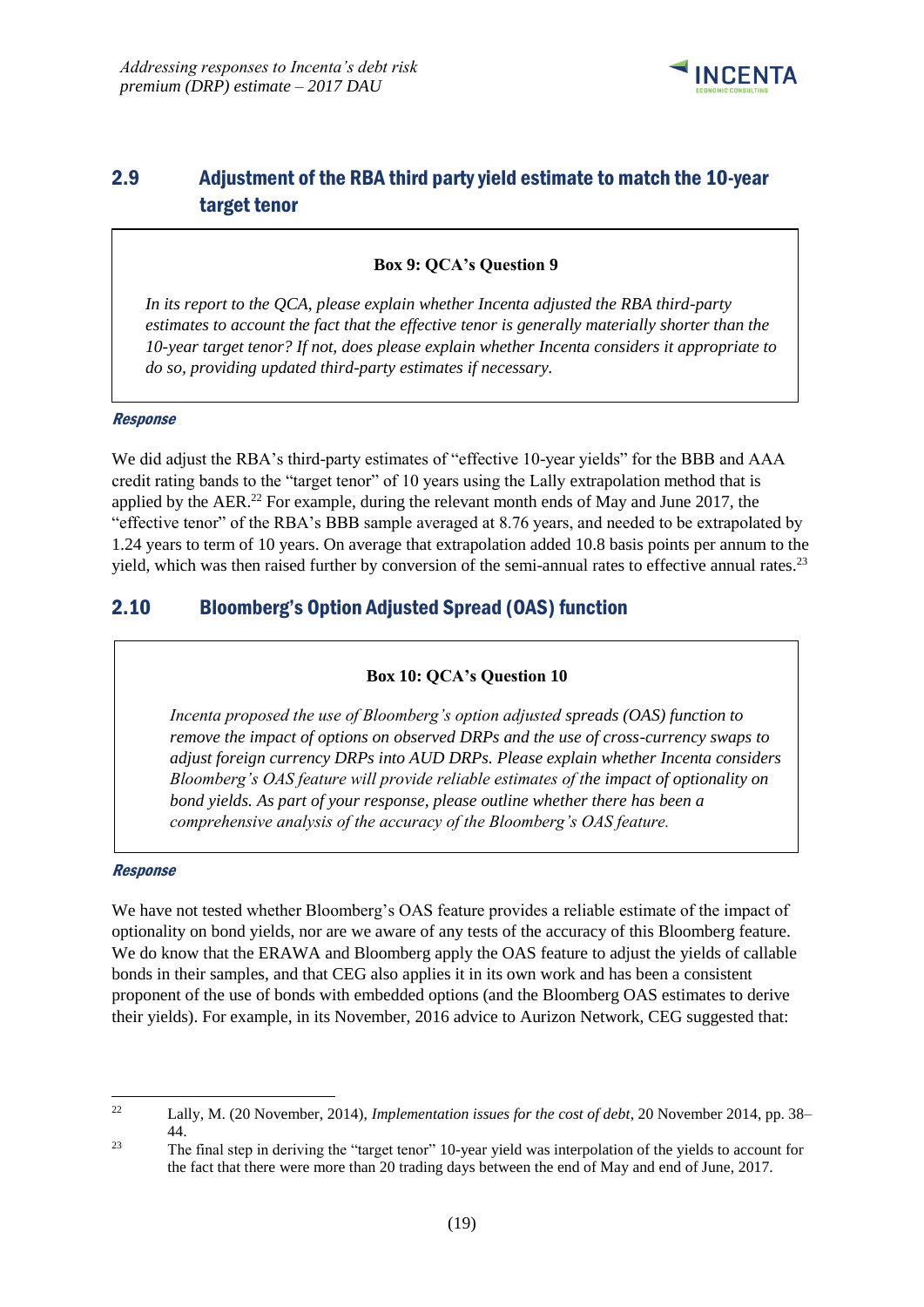## 2.9 Adjustment of the RBA third party yield estimate to match the 10-year target tenor

> **Box 9: QCA's Question 9**
>
> *In its report to the QCA, please explain whether Incenta adjusted the RBA third-party estimates to account the fact that the effective tenor is generally materially shorter than the 10-year target tenor? If not, does please explain whether Incenta considers it appropriate to do so, providing updated third-party estimates if necessary.*

***Response***

We did adjust the RBA's third-party estimates of "effective 10-year yields" for the BBB and AAA credit rating bands to the "target tenor" of 10 years using the Lally extrapolation method that is applied by the AER.[22] For example, during the relevant month ends of May and June 2017, the "effective tenor" of the RBA's BBB sample averaged at 8.76 years, and needed to be extrapolated by 1.24 years to term of 10 years. On average that extrapolation added 10.8 basis points per annum to the yield, which was then raised further by conversion of the semi-annual rates to effective annual rates.[23]

## 2.10 Bloomberg's Option Adjusted Spread (OAS) function

> **Box 10: QCA's Question 10**
>
> *Incenta proposed the use of Bloomberg's option adjusted spreads (OAS) function to remove the impact of options on observed DRPs and the use of cross-currency swaps to adjust foreign currency DRPs into AUD DRPs. Please explain whether Incenta considers Bloomberg's OAS feature will provide reliable estimates of the impact of optionality on bond yields. As part of your response, please outline whether there has been a comprehensive analysis of the accuracy of the Bloomberg's OAS feature.*

***Response***

We have not tested whether Bloomberg's OAS feature provides a reliable estimate of the impact of optionality on bond yields, nor are we aware of any tests of the accuracy of this Bloomberg feature. We do know that the ERAWA and Bloomberg apply the OAS feature to adjust the yields of callable bonds in their samples, and that CEG also applies it in its own work and has been a consistent proponent of the use of bonds with embedded options (and the Bloomberg OAS estimates to derive their yields). For example, in its November, 2016 advice to Aurizon Network, CEG suggested that:

---

[22] Lally, M. (20 November, 2014), *Implementation issues for the cost of debt*, 20 November 2014, pp. 38–44.

[23] The final step in deriving the "target tenor" 10-year yield was interpolation of the yields to account for the fact that there were more than 20 trading days between the end of May and end of June, 2017.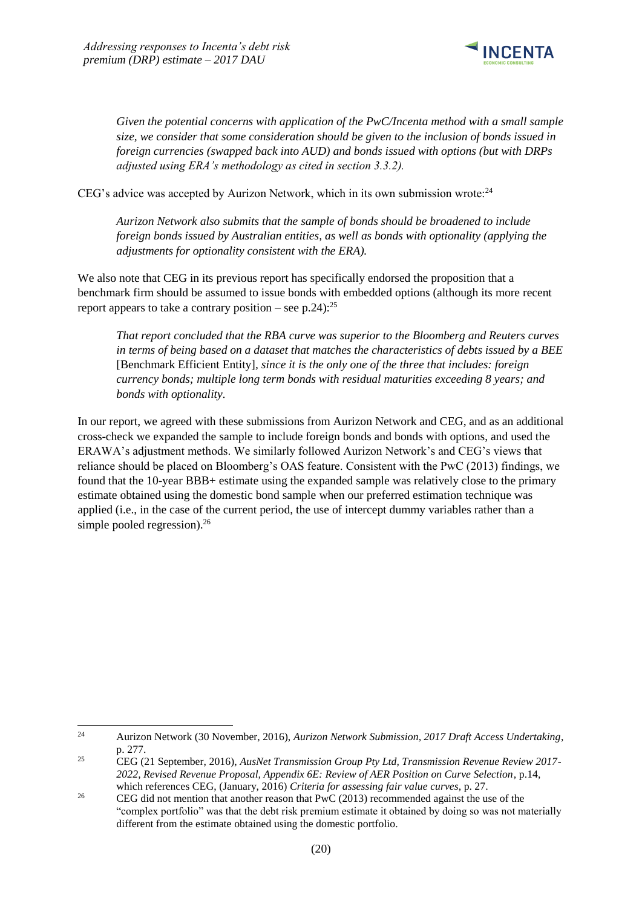*Given the potential concerns with application of the PwC/Incenta method with a small sample size, we consider that some consideration should be given to the inclusion of bonds issued in foreign currencies (swapped back into AUD) and bonds issued with options (but with DRPs adjusted using ERA's methodology as cited in section 3.3.2).*

CEG's advice was accepted by Aurizon Network, which in its own submission wrote:[24]

*Aurizon Network also submits that the sample of bonds should be broadened to include foreign bonds issued by Australian entities, as well as bonds with optionality (applying the adjustments for optionality consistent with the ERA).*

We also note that CEG in its previous report has specifically endorsed the proposition that a benchmark firm should be assumed to issue bonds with embedded options (although its more recent report appears to take a contrary position – see p.24):[25]

*That report concluded that the RBA curve was superior to the Bloomberg and Reuters curves in terms of being based on a dataset that matches the characteristics of debts issued by a BEE* [Benchmark Efficient Entity], *since it is the only one of the three that includes: foreign currency bonds; multiple long term bonds with residual maturities exceeding 8 years; and bonds with optionality.*

In our report, we agreed with these submissions from Aurizon Network and CEG, and as an additional cross-check we expanded the sample to include foreign bonds and bonds with options, and used the ERAWA's adjustment methods. We similarly followed Aurizon Network's and CEG's views that reliance should be placed on Bloomberg's OAS feature. Consistent with the PwC (2013) findings, we found that the 10-year BBB+ estimate using the expanded sample was relatively close to the primary estimate obtained using the domestic bond sample when our preferred estimation technique was applied (i.e., in the case of the current period, the use of intercept dummy variables rather than a simple pooled regression).[26]

---

[24] Aurizon Network (30 November, 2016), *Aurizon Network Submission, 2017 Draft Access Undertaking*, p. 277.

[25] CEG (21 September, 2016), *AusNet Transmission Group Pty Ltd, Transmission Revenue Review 2017-2022, Revised Revenue Proposal, Appendix 6E: Review of AER Position on Curve Selection*, p.14, which references CEG, (January, 2016) *Criteria for assessing fair value curves*, p. 27.

[26] CEG did not mention that another reason that PwC (2013) recommended against the use of the "complex portfolio" was that the debt risk premium estimate it obtained by doing so was not materially different from the estimate obtained using the domestic portfolio.